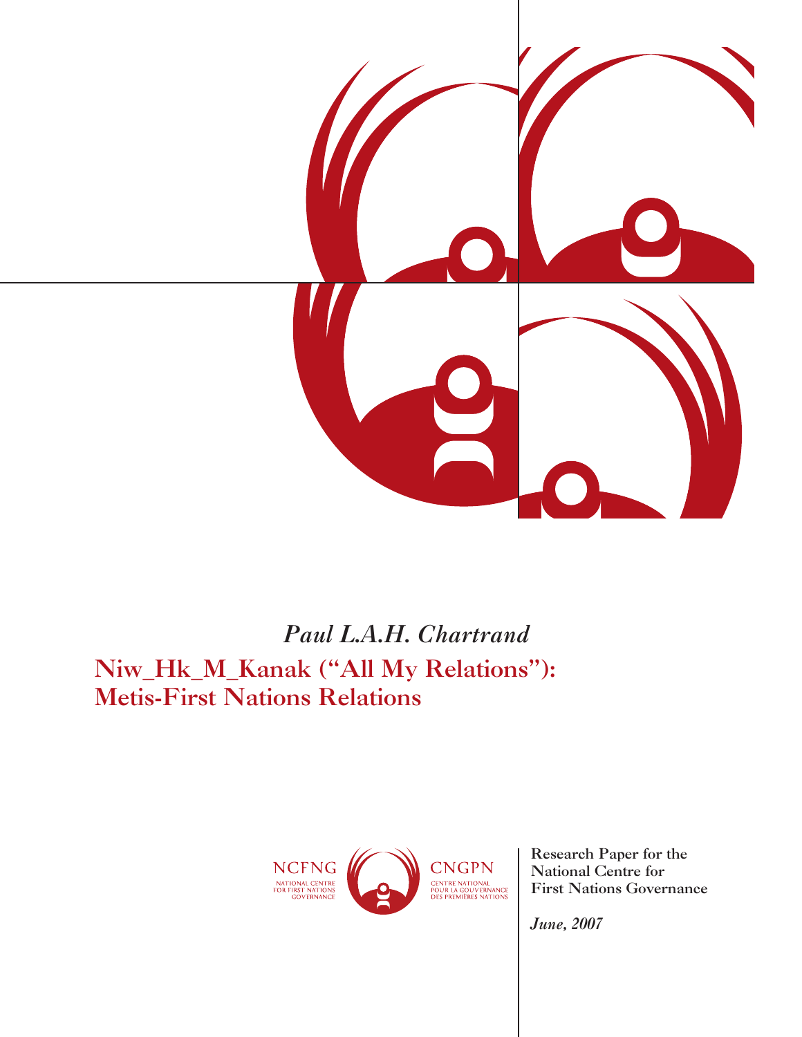*Paul L.A.H. Chartrand*

# Niw_Hk_M_Kanak ("All My Relations"): Metis-First Nations Relations

NCFNG
NATIONAL CENTRE FOR FIRST NATIONS GOVERNANCE

CNGPN
CENTRE NATIONAL POUR LA GOUVERNANCE DES PREMIÈRES NATIONS

Research Paper for the National Centre for First Nations Governance

*June, 2007*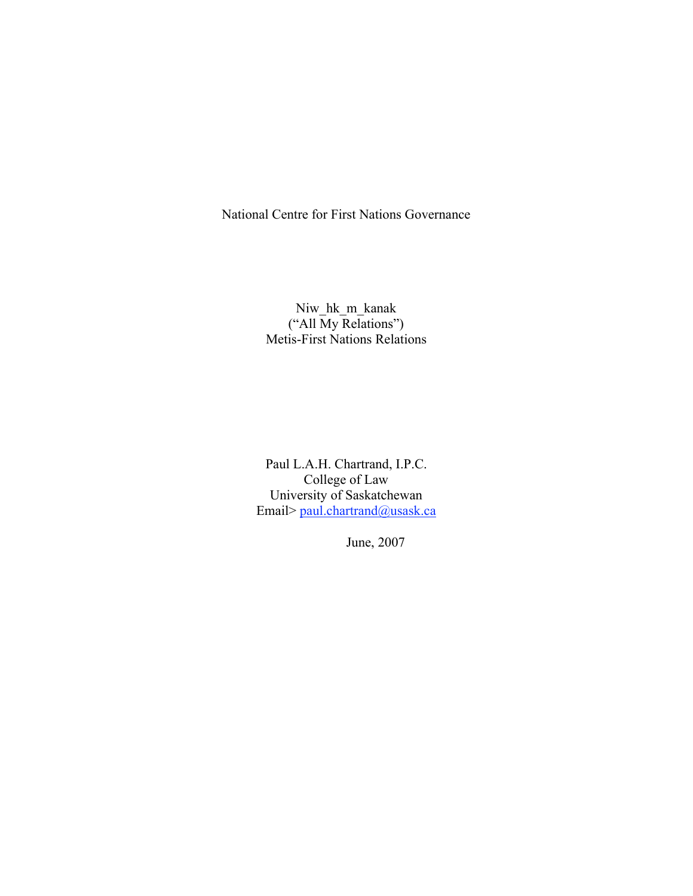National Centre for First Nations Governance

Niw_hk_m_kanak
("All My Relations")
Metis-First Nations Relations

Paul L.A.H. Chartrand, I.P.C.
College of Law
University of Saskatchewan
Email> paul.chartrand@usask.ca

June, 2007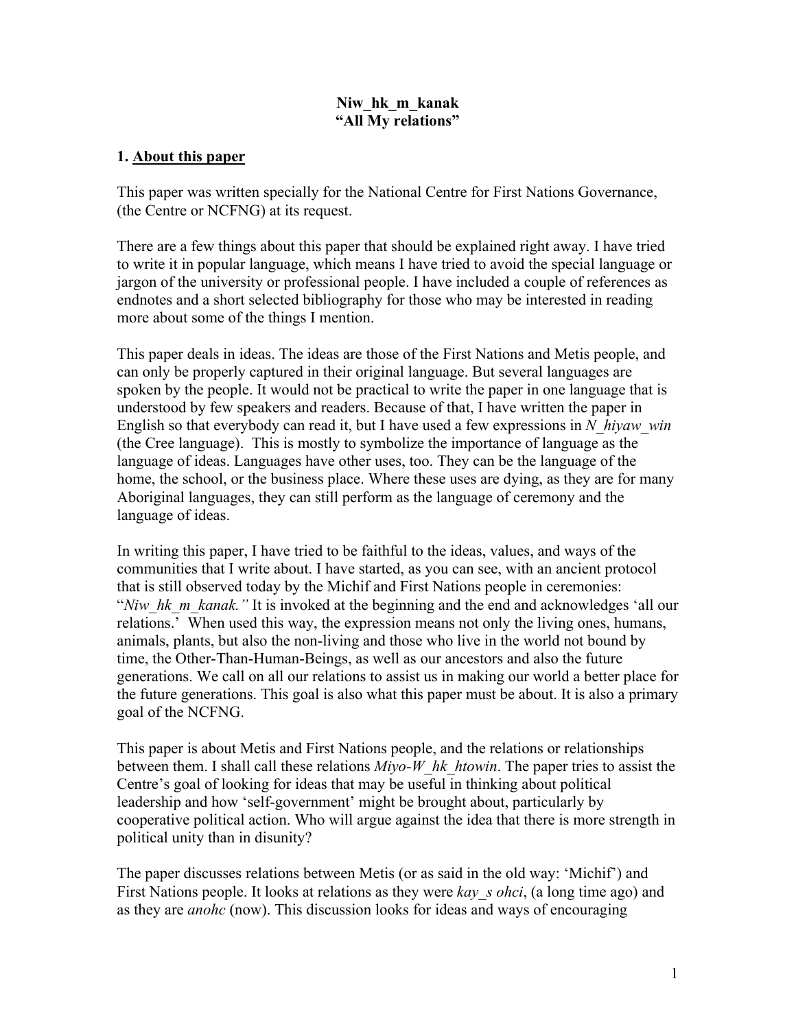**Niw_hk_m_kanak**
**“All My relations”**

## 1. About this paper

This paper was written specially for the National Centre for First Nations Governance, (the Centre or NCFNG) at its request.

There are a few things about this paper that should be explained right away. I have tried to write it in popular language, which means I have tried to avoid the special language or jargon of the university or professional people. I have included a couple of references as endnotes and a short selected bibliography for those who may be interested in reading more about some of the things I mention.

This paper deals in ideas. The ideas are those of the First Nations and Metis people, and can only be properly captured in their original language. But several languages are spoken by the people. It would not be practical to write the paper in one language that is understood by few speakers and readers. Because of that, I have written the paper in English so that everybody can read it, but I have used a few expressions in *N_hiyaw_win* (the Cree language). This is mostly to symbolize the importance of language as the language of ideas. Languages have other uses, too. They can be the language of the home, the school, or the business place. Where these uses are dying, as they are for many Aboriginal languages, they can still perform as the language of ceremony and the language of ideas.

In writing this paper, I have tried to be faithful to the ideas, values, and ways of the communities that I write about. I have started, as you can see, with an ancient protocol that is still observed today by the Michif and First Nations people in ceremonies: “*Niw_hk_m_kanak.”* It is invoked at the beginning and the end and acknowledges ‘all our relations.’ When used this way, the expression means not only the living ones, humans, animals, plants, but also the non-living and those who live in the world not bound by time, the Other-Than-Human-Beings, as well as our ancestors and also the future generations. We call on all our relations to assist us in making our world a better place for the future generations. This goal is also what this paper must be about. It is also a primary goal of the NCFNG.

This paper is about Metis and First Nations people, and the relations or relationships between them. I shall call these relations *Miyo-W_hk_htowin*. The paper tries to assist the Centre’s goal of looking for ideas that may be useful in thinking about political leadership and how ‘self-government’ might be brought about, particularly by cooperative political action. Who will argue against the idea that there is more strength in political unity than in disunity?

The paper discusses relations between Metis (or as said in the old way: ‘Michif’) and First Nations people. It looks at relations as they were *kay_s ohci*, (a long time ago) and as they are *anohc* (now). This discussion looks for ideas and ways of encouraging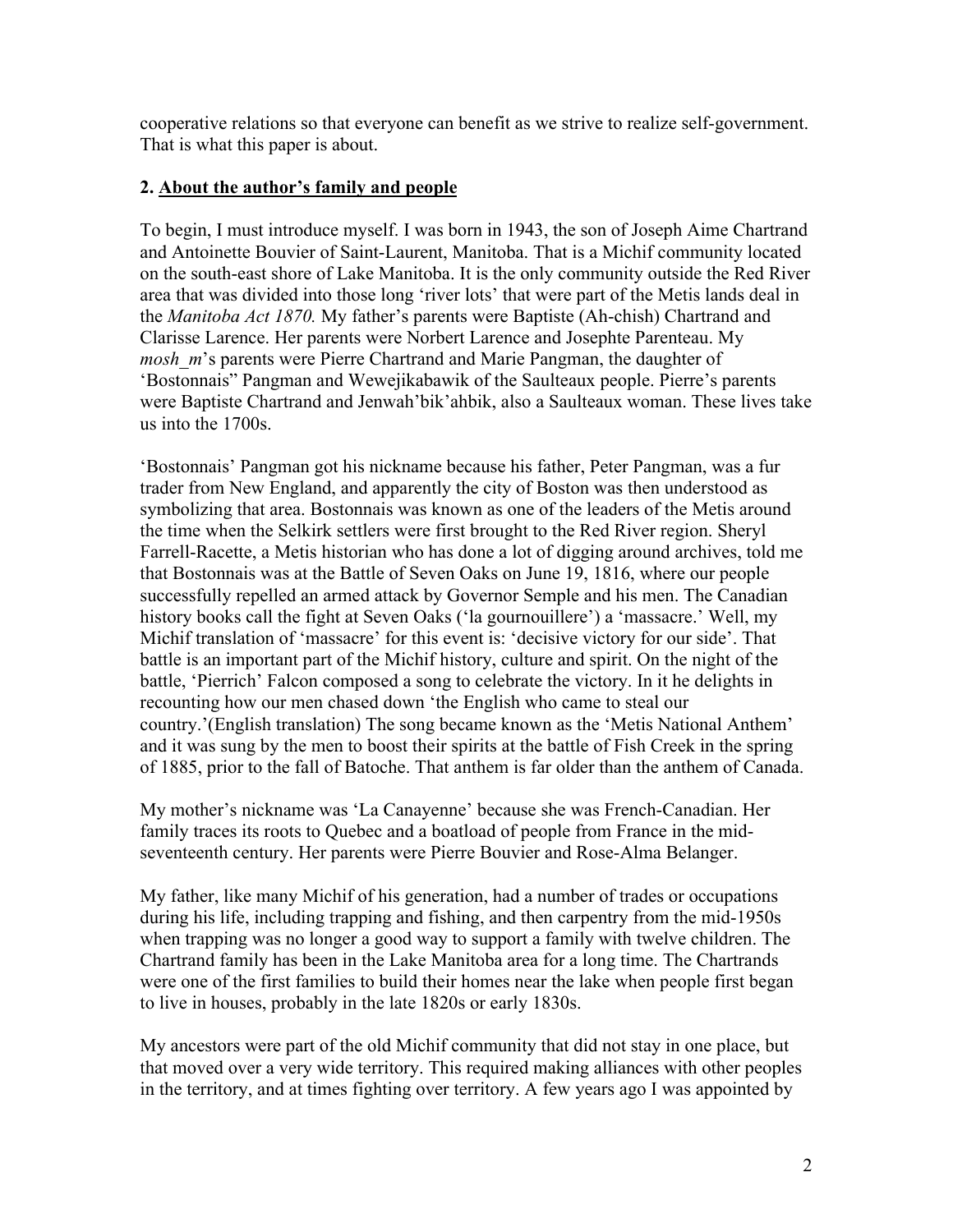cooperative relations so that everyone can benefit as we strive to realize self-government. That is what this paper is about.

## 2. About the author's family and people

To begin, I must introduce myself. I was born in 1943, the son of Joseph Aime Chartrand and Antoinette Bouvier of Saint-Laurent, Manitoba. That is a Michif community located on the south-east shore of Lake Manitoba. It is the only community outside the Red River area that was divided into those long 'river lots' that were part of the Metis lands deal in the *Manitoba Act 1870.* My father's parents were Baptiste (Ah-chish) Chartrand and Clarisse Larence. Her parents were Norbert Larence and Josephte Parenteau. My *mosh_m*'s parents were Pierre Chartrand and Marie Pangman, the daughter of 'Bostonnais" Pangman and Wewejikabawik of the Saulteaux people. Pierre's parents were Baptiste Chartrand and Jenwah'bik'ahbik, also a Saulteaux woman. These lives take us into the 1700s.

'Bostonnais' Pangman got his nickname because his father, Peter Pangman, was a fur trader from New England, and apparently the city of Boston was then understood as symbolizing that area. Bostonnais was known as one of the leaders of the Metis around the time when the Selkirk settlers were first brought to the Red River region. Sheryl Farrell-Racette, a Metis historian who has done a lot of digging around archives, told me that Bostonnais was at the Battle of Seven Oaks on June 19, 1816, where our people successfully repelled an armed attack by Governor Semple and his men. The Canadian history books call the fight at Seven Oaks ('la gournouillere') a 'massacre.' Well, my Michif translation of 'massacre' for this event is: 'decisive victory for our side'. That battle is an important part of the Michif history, culture and spirit. On the night of the battle, 'Pierrich' Falcon composed a song to celebrate the victory. In it he delights in recounting how our men chased down 'the English who came to steal our country.'(English translation) The song became known as the 'Metis National Anthem' and it was sung by the men to boost their spirits at the battle of Fish Creek in the spring of 1885, prior to the fall of Batoche. That anthem is far older than the anthem of Canada.

My mother's nickname was 'La Canayenne' because she was French-Canadian. Her family traces its roots to Quebec and a boatload of people from France in the mid-seventeenth century. Her parents were Pierre Bouvier and Rose-Alma Belanger.

My father, like many Michif of his generation, had a number of trades or occupations during his life, including trapping and fishing, and then carpentry from the mid-1950s when trapping was no longer a good way to support a family with twelve children. The Chartrand family has been in the Lake Manitoba area for a long time. The Chartrands were one of the first families to build their homes near the lake when people first began to live in houses, probably in the late 1820s or early 1830s.

My ancestors were part of the old Michif community that did not stay in one place, but that moved over a very wide territory. This required making alliances with other peoples in the territory, and at times fighting over territory. A few years ago I was appointed by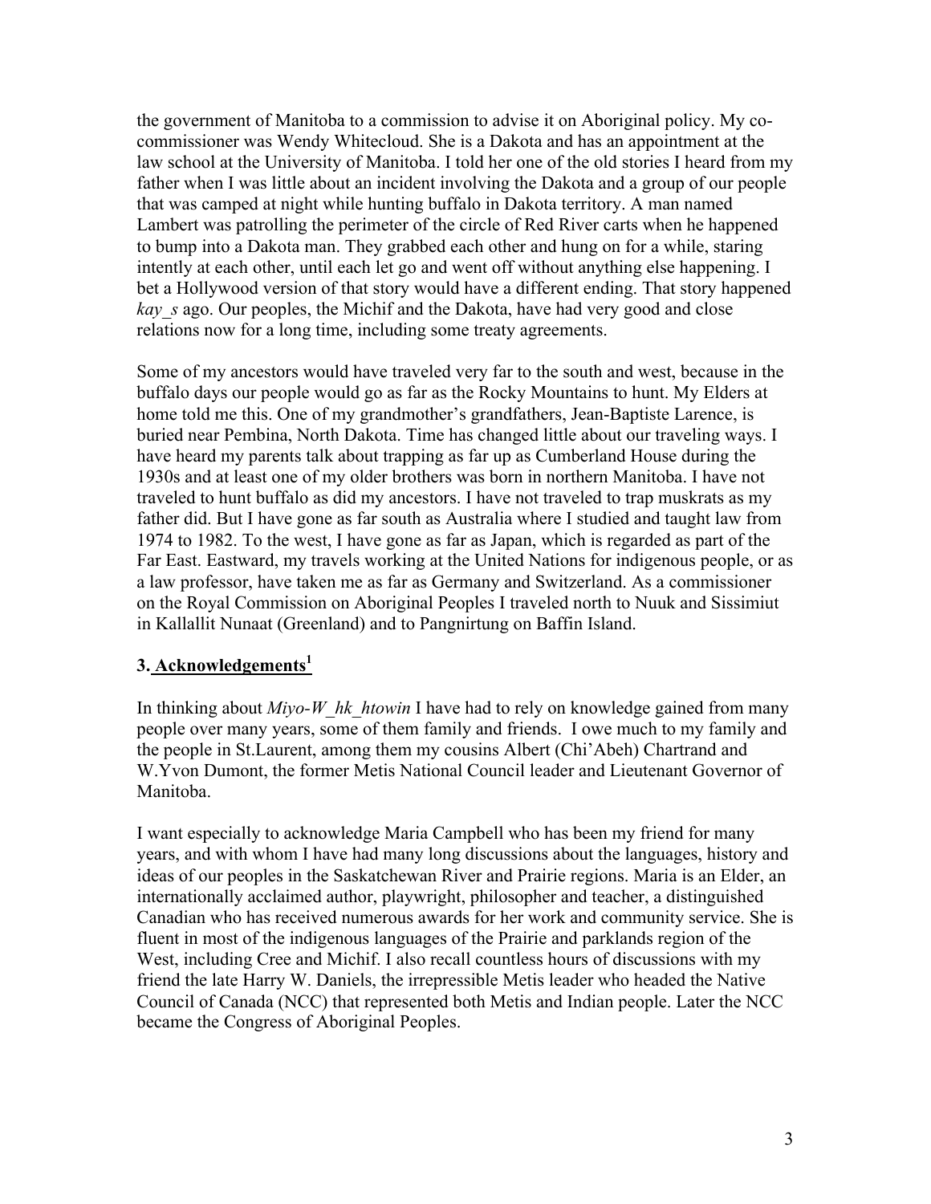the government of Manitoba to a commission to advise it on Aboriginal policy. My co-commissioner was Wendy Whitecloud. She is a Dakota and has an appointment at the law school at the University of Manitoba. I told her one of the old stories I heard from my father when I was little about an incident involving the Dakota and a group of our people that was camped at night while hunting buffalo in Dakota territory. A man named Lambert was patrolling the perimeter of the circle of Red River carts when he happened to bump into a Dakota man. They grabbed each other and hung on for a while, staring intently at each other, until each let go and went off without anything else happening. I bet a Hollywood version of that story would have a different ending. That story happened *kay_s* ago. Our peoples, the Michif and the Dakota, have had very good and close relations now for a long time, including some treaty agreements.

Some of my ancestors would have traveled very far to the south and west, because in the buffalo days our people would go as far as the Rocky Mountains to hunt. My Elders at home told me this. One of my grandmother's grandfathers, Jean-Baptiste Larence, is buried near Pembina, North Dakota. Time has changed little about our traveling ways. I have heard my parents talk about trapping as far up as Cumberland House during the 1930s and at least one of my older brothers was born in northern Manitoba. I have not traveled to hunt buffalo as did my ancestors. I have not traveled to trap muskrats as my father did. But I have gone as far south as Australia where I studied and taught law from 1974 to 1982. To the west, I have gone as far as Japan, which is regarded as part of the Far East. Eastward, my travels working at the United Nations for indigenous people, or as a law professor, have taken me as far as Germany and Switzerland. As a commissioner on the Royal Commission on Aboriginal Peoples I traveled north to Nuuk and Sissimiut in Kallallit Nunaat (Greenland) and to Pangnirtung on Baffin Island.

## 3. Acknowledgements[1]

In thinking about *Miyo-W_hk_htowin* I have had to rely on knowledge gained from many people over many years, some of them family and friends. I owe much to my family and the people in St.Laurent, among them my cousins Albert (Chi'Abeh) Chartrand and W.Yvon Dumont, the former Metis National Council leader and Lieutenant Governor of Manitoba.

I want especially to acknowledge Maria Campbell who has been my friend for many years, and with whom I have had many long discussions about the languages, history and ideas of our peoples in the Saskatchewan River and Prairie regions. Maria is an Elder, an internationally acclaimed author, playwright, philosopher and teacher, a distinguished Canadian who has received numerous awards for her work and community service. She is fluent in most of the indigenous languages of the Prairie and parklands region of the West, including Cree and Michif. I also recall countless hours of discussions with my friend the late Harry W. Daniels, the irrepressible Metis leader who headed the Native Council of Canada (NCC) that represented both Metis and Indian people. Later the NCC became the Congress of Aboriginal Peoples.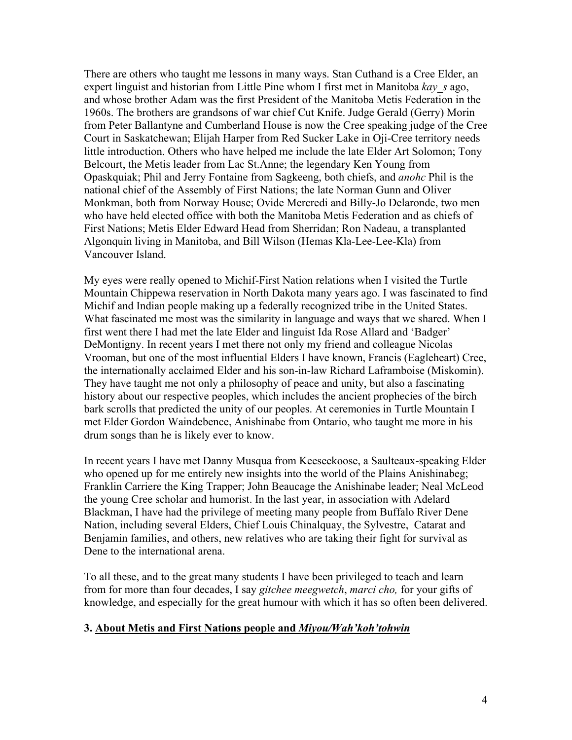There are others who taught me lessons in many ways. Stan Cuthand is a Cree Elder, an expert linguist and historian from Little Pine whom I first met in Manitoba *kay_s* ago, and whose brother Adam was the first President of the Manitoba Metis Federation in the 1960s. The brothers are grandsons of war chief Cut Knife. Judge Gerald (Gerry) Morin from Peter Ballantyne and Cumberland House is now the Cree speaking judge of the Cree Court in Saskatchewan; Elijah Harper from Red Sucker Lake in Oji-Cree territory needs little introduction. Others who have helped me include the late Elder Art Solomon; Tony Belcourt, the Metis leader from Lac St.Anne; the legendary Ken Young from Opaskquiak; Phil and Jerry Fontaine from Sagkeeng, both chiefs, and *anohc* Phil is the national chief of the Assembly of First Nations; the late Norman Gunn and Oliver Monkman, both from Norway House; Ovide Mercredi and Billy-Jo Delaronde, two men who have held elected office with both the Manitoba Metis Federation and as chiefs of First Nations; Metis Elder Edward Head from Sherridan; Ron Nadeau, a transplanted Algonquin living in Manitoba, and Bill Wilson (Hemas Kla-Lee-Lee-Kla) from Vancouver Island.

My eyes were really opened to Michif-First Nation relations when I visited the Turtle Mountain Chippewa reservation in North Dakota many years ago. I was fascinated to find Michif and Indian people making up a federally recognized tribe in the United States. What fascinated me most was the similarity in language and ways that we shared. When I first went there I had met the late Elder and linguist Ida Rose Allard and 'Badger' DeMontigny. In recent years I met there not only my friend and colleague Nicolas Vrooman, but one of the most influential Elders I have known, Francis (Eagleheart) Cree, the internationally acclaimed Elder and his son-in-law Richard Laframboise (Miskomin). They have taught me not only a philosophy of peace and unity, but also a fascinating history about our respective peoples, which includes the ancient prophecies of the birch bark scrolls that predicted the unity of our peoples. At ceremonies in Turtle Mountain I met Elder Gordon Waindebence, Anishinabe from Ontario, who taught me more in his drum songs than he is likely ever to know.

In recent years I have met Danny Musqua from Keeseekoose, a Saulteaux-speaking Elder who opened up for me entirely new insights into the world of the Plains Anishinabeg; Franklin Carriere the King Trapper; John Beaucage the Anishinabe leader; Neal McLeod the young Cree scholar and humorist. In the last year, in association with Adelard Blackman, I have had the privilege of meeting many people from Buffalo River Dene Nation, including several Elders, Chief Louis Chinalquay, the Sylvestre, Catarat and Benjamin families, and others, new relatives who are taking their fight for survival as Dene to the international arena.

To all these, and to the great many students I have been privileged to teach and learn from for more than four decades, I say *gitchee meegwetch*, *marci cho,* for your gifts of knowledge, and especially for the great humour with which it has so often been delivered.

## 3. About Metis and First Nations people and *Miyou/Wah'koh'tohwin*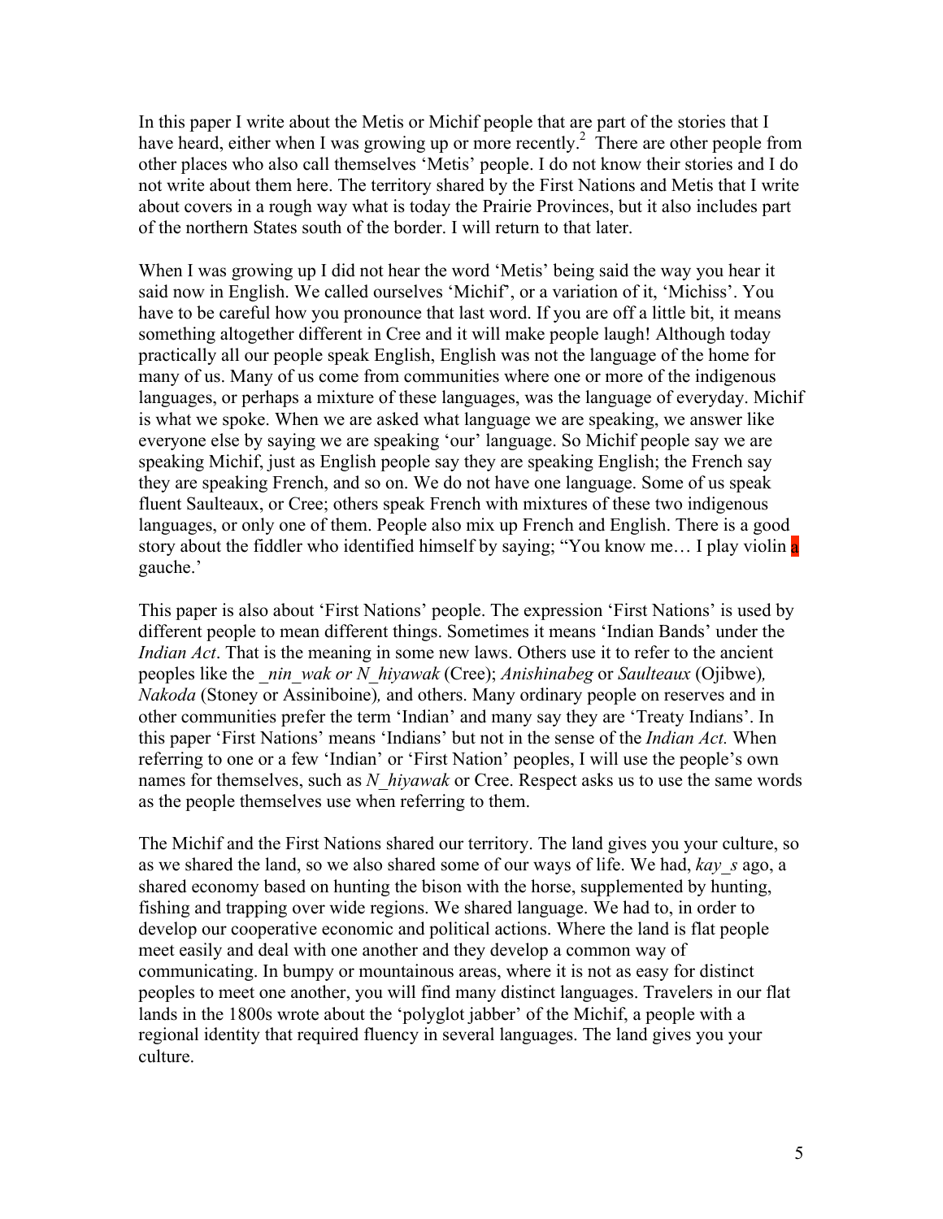In this paper I write about the Metis or Michif people that are part of the stories that I have heard, either when I was growing up or more recently.[2] There are other people from other places who also call themselves 'Metis' people. I do not know their stories and I do not write about them here. The territory shared by the First Nations and Metis that I write about covers in a rough way what is today the Prairie Provinces, but it also includes part of the northern States south of the border. I will return to that later.

When I was growing up I did not hear the word 'Metis' being said the way you hear it said now in English. We called ourselves 'Michif', or a variation of it, 'Michiss'. You have to be careful how you pronounce that last word. If you are off a little bit, it means something altogether different in Cree and it will make people laugh! Although today practically all our people speak English, English was not the language of the home for many of us. Many of us come from communities where one or more of the indigenous languages, or perhaps a mixture of these languages, was the language of everyday. Michif is what we spoke. When we are asked what language we are speaking, we answer like everyone else by saying we are speaking 'our' language. So Michif people say we are speaking Michif, just as English people say they are speaking English; the French say they are speaking French, and so on. We do not have one language. Some of us speak fluent Saulteaux, or Cree; others speak French with mixtures of these two indigenous languages, or only one of them. People also mix up French and English. There is a good story about the fiddler who identified himself by saying; "You know me… I play violin a gauche.'

This paper is also about 'First Nations' people. The expression 'First Nations' is used by different people to mean different things. Sometimes it means 'Indian Bands' under the *Indian Act*. That is the meaning in some new laws. Others use it to refer to the ancient peoples like the *_nin_wak or N_hiyawak* (Cree); *Anishinabeg* or *Saulteaux* (Ojibwe), *Nakoda* (Stoney or Assiniboine), and others. Many ordinary people on reserves and in other communities prefer the term 'Indian' and many say they are 'Treaty Indians'. In this paper 'First Nations' means 'Indians' but not in the sense of the *Indian Act.* When referring to one or a few 'Indian' or 'First Nation' peoples, I will use the people's own names for themselves, such as *N_hiyawak* or Cree. Respect asks us to use the same words as the people themselves use when referring to them.

The Michif and the First Nations shared our territory. The land gives you your culture, so as we shared the land, so we also shared some of our ways of life. We had, *kay_s* ago, a shared economy based on hunting the bison with the horse, supplemented by hunting, fishing and trapping over wide regions. We shared language. We had to, in order to develop our cooperative economic and political actions. Where the land is flat people meet easily and deal with one another and they develop a common way of communicating. In bumpy or mountainous areas, where it is not as easy for distinct peoples to meet one another, you will find many distinct languages. Travelers in our flat lands in the 1800s wrote about the 'polyglot jabber' of the Michif, a people with a regional identity that required fluency in several languages. The land gives you your culture.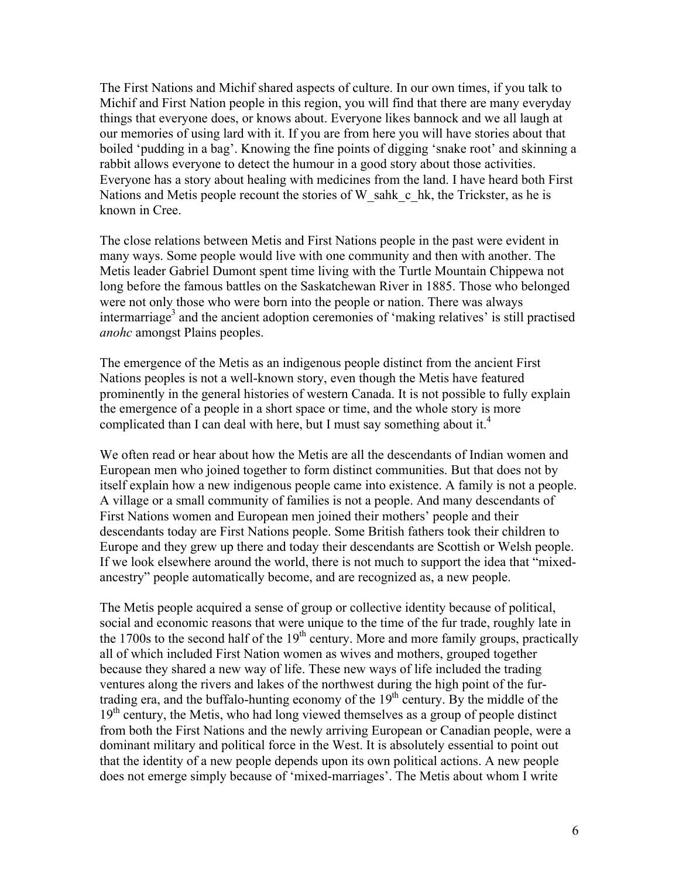The First Nations and Michif shared aspects of culture. In our own times, if you talk to Michif and First Nation people in this region, you will find that there are many everyday things that everyone does, or knows about. Everyone likes bannock and we all laugh at our memories of using lard with it. If you are from here you will have stories about that boiled 'pudding in a bag'. Knowing the fine points of digging 'snake root' and skinning a rabbit allows everyone to detect the humour in a good story about those activities. Everyone has a story about healing with medicines from the land. I have heard both First Nations and Metis people recount the stories of W_sahk_c_hk, the Trickster, as he is known in Cree.

The close relations between Metis and First Nations people in the past were evident in many ways. Some people would live with one community and then with another. The Metis leader Gabriel Dumont spent time living with the Turtle Mountain Chippewa not long before the famous battles on the Saskatchewan River in 1885. Those who belonged were not only those who were born into the people or nation. There was always intermarriage[3] and the ancient adoption ceremonies of 'making relatives' is still practised *anohc* amongst Plains peoples.

The emergence of the Metis as an indigenous people distinct from the ancient First Nations peoples is not a well-known story, even though the Metis have featured prominently in the general histories of western Canada. It is not possible to fully explain the emergence of a people in a short space or time, and the whole story is more complicated than I can deal with here, but I must say something about it.[4]

We often read or hear about how the Metis are all the descendants of Indian women and European men who joined together to form distinct communities. But that does not by itself explain how a new indigenous people came into existence. A family is not a people. A village or a small community of families is not a people. And many descendants of First Nations women and European men joined their mothers' people and their descendants today are First Nations people. Some British fathers took their children to Europe and they grew up there and today their descendants are Scottish or Welsh people. If we look elsewhere around the world, there is not much to support the idea that "mixed-ancestry" people automatically become, and are recognized as, a new people.

The Metis people acquired a sense of group or collective identity because of political, social and economic reasons that were unique to the time of the fur trade, roughly late in the 1700s to the second half of the 19th century. More and more family groups, practically all of which included First Nation women as wives and mothers, grouped together because they shared a new way of life. These new ways of life included the trading ventures along the rivers and lakes of the northwest during the high point of the fur-trading era, and the buffalo-hunting economy of the 19th century. By the middle of the 19th century, the Metis, who had long viewed themselves as a group of people distinct from both the First Nations and the newly arriving European or Canadian people, were a dominant military and political force in the West. It is absolutely essential to point out that the identity of a new people depends upon its own political actions. A new people does not emerge simply because of 'mixed-marriages'. The Metis about whom I write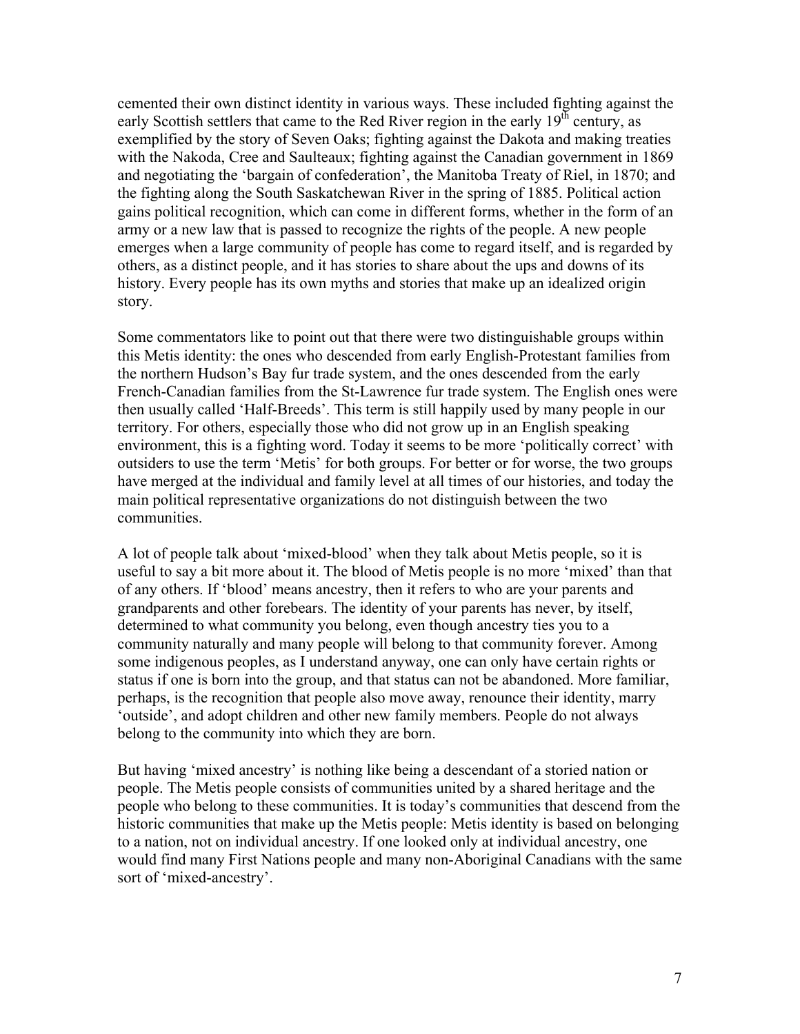cemented their own distinct identity in various ways. These included fighting against the early Scottish settlers that came to the Red River region in the early 19th century, as exemplified by the story of Seven Oaks; fighting against the Dakota and making treaties with the Nakoda, Cree and Saulteaux; fighting against the Canadian government in 1869 and negotiating the 'bargain of confederation', the Manitoba Treaty of Riel, in 1870; and the fighting along the South Saskatchewan River in the spring of 1885. Political action gains political recognition, which can come in different forms, whether in the form of an army or a new law that is passed to recognize the rights of the people. A new people emerges when a large community of people has come to regard itself, and is regarded by others, as a distinct people, and it has stories to share about the ups and downs of its history. Every people has its own myths and stories that make up an idealized origin story.

Some commentators like to point out that there were two distinguishable groups within this Metis identity: the ones who descended from early English-Protestant families from the northern Hudson's Bay fur trade system, and the ones descended from the early French-Canadian families from the St-Lawrence fur trade system. The English ones were then usually called 'Half-Breeds'. This term is still happily used by many people in our territory. For others, especially those who did not grow up in an English speaking environment, this is a fighting word. Today it seems to be more 'politically correct' with outsiders to use the term 'Metis' for both groups. For better or for worse, the two groups have merged at the individual and family level at all times of our histories, and today the main political representative organizations do not distinguish between the two communities.

A lot of people talk about 'mixed-blood' when they talk about Metis people, so it is useful to say a bit more about it. The blood of Metis people is no more 'mixed' than that of any others. If 'blood' means ancestry, then it refers to who are your parents and grandparents and other forebears. The identity of your parents has never, by itself, determined to what community you belong, even though ancestry ties you to a community naturally and many people will belong to that community forever. Among some indigenous peoples, as I understand anyway, one can only have certain rights or status if one is born into the group, and that status can not be abandoned. More familiar, perhaps, is the recognition that people also move away, renounce their identity, marry 'outside', and adopt children and other new family members. People do not always belong to the community into which they are born.

But having 'mixed ancestry' is nothing like being a descendant of a storied nation or people. The Metis people consists of communities united by a shared heritage and the people who belong to these communities. It is today's communities that descend from the historic communities that make up the Metis people: Metis identity is based on belonging to a nation, not on individual ancestry. If one looked only at individual ancestry, one would find many First Nations people and many non-Aboriginal Canadians with the same sort of 'mixed-ancestry'.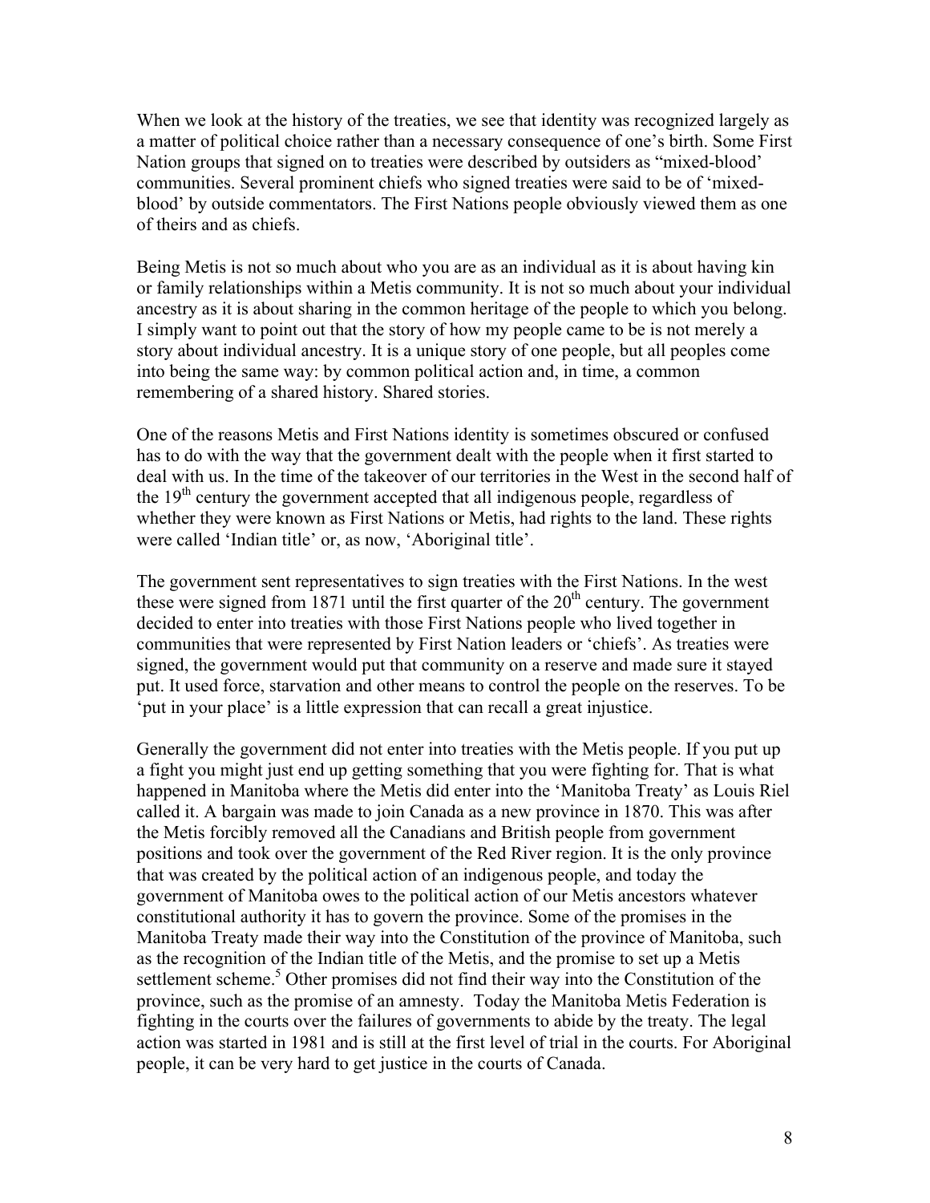When we look at the history of the treaties, we see that identity was recognized largely as a matter of political choice rather than a necessary consequence of one's birth. Some First Nation groups that signed on to treaties were described by outsiders as "mixed-blood' communities. Several prominent chiefs who signed treaties were said to be of 'mixed-blood' by outside commentators. The First Nations people obviously viewed them as one of theirs and as chiefs.

Being Metis is not so much about who you are as an individual as it is about having kin or family relationships within a Metis community. It is not so much about your individual ancestry as it is about sharing in the common heritage of the people to which you belong. I simply want to point out that the story of how my people came to be is not merely a story about individual ancestry. It is a unique story of one people, but all peoples come into being the same way: by common political action and, in time, a common remembering of a shared history. Shared stories.

One of the reasons Metis and First Nations identity is sometimes obscured or confused has to do with the way that the government dealt with the people when it first started to deal with us. In the time of the takeover of our territories in the West in the second half of the 19th century the government accepted that all indigenous people, regardless of whether they were known as First Nations or Metis, had rights to the land. These rights were called 'Indian title' or, as now, 'Aboriginal title'.

The government sent representatives to sign treaties with the First Nations. In the west these were signed from 1871 until the first quarter of the 20th century. The government decided to enter into treaties with those First Nations people who lived together in communities that were represented by First Nation leaders or 'chiefs'. As treaties were signed, the government would put that community on a reserve and made sure it stayed put. It used force, starvation and other means to control the people on the reserves. To be 'put in your place' is a little expression that can recall a great injustice.

Generally the government did not enter into treaties with the Metis people. If you put up a fight you might just end up getting something that you were fighting for. That is what happened in Manitoba where the Metis did enter into the 'Manitoba Treaty' as Louis Riel called it. A bargain was made to join Canada as a new province in 1870. This was after the Metis forcibly removed all the Canadians and British people from government positions and took over the government of the Red River region. It is the only province that was created by the political action of an indigenous people, and today the government of Manitoba owes to the political action of our Metis ancestors whatever constitutional authority it has to govern the province. Some of the promises in the Manitoba Treaty made their way into the Constitution of the province of Manitoba, such as the recognition of the Indian title of the Metis, and the promise to set up a Metis settlement scheme.[5] Other promises did not find their way into the Constitution of the province, such as the promise of an amnesty. Today the Manitoba Metis Federation is fighting in the courts over the failures of governments to abide by the treaty. The legal action was started in 1981 and is still at the first level of trial in the courts. For Aboriginal people, it can be very hard to get justice in the courts of Canada.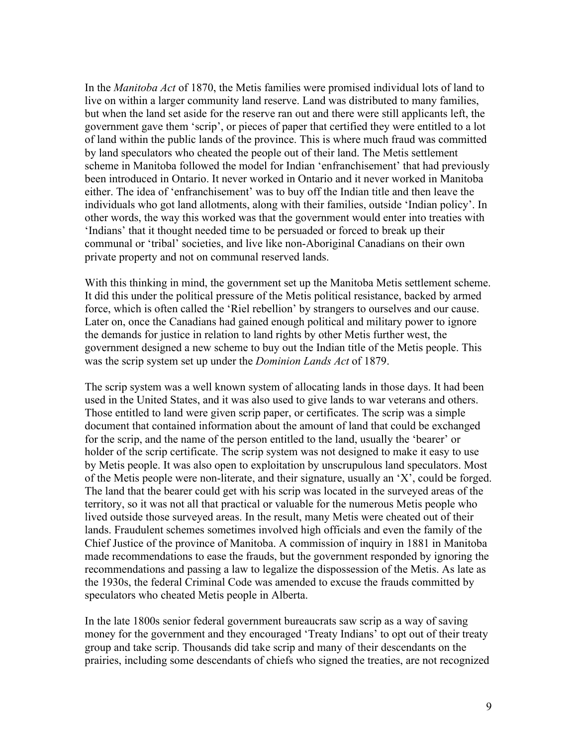In the *Manitoba Act* of 1870, the Metis families were promised individual lots of land to live on within a larger community land reserve. Land was distributed to many families, but when the land set aside for the reserve ran out and there were still applicants left, the government gave them 'scrip', or pieces of paper that certified they were entitled to a lot of land within the public lands of the province. This is where much fraud was committed by land speculators who cheated the people out of their land. The Metis settlement scheme in Manitoba followed the model for Indian 'enfranchisement' that had previously been introduced in Ontario. It never worked in Ontario and it never worked in Manitoba either. The idea of 'enfranchisement' was to buy off the Indian title and then leave the individuals who got land allotments, along with their families, outside 'Indian policy'. In other words, the way this worked was that the government would enter into treaties with 'Indians' that it thought needed time to be persuaded or forced to break up their communal or 'tribal' societies, and live like non-Aboriginal Canadians on their own private property and not on communal reserved lands.

With this thinking in mind, the government set up the Manitoba Metis settlement scheme. It did this under the political pressure of the Metis political resistance, backed by armed force, which is often called the 'Riel rebellion' by strangers to ourselves and our cause. Later on, once the Canadians had gained enough political and military power to ignore the demands for justice in relation to land rights by other Metis further west, the government designed a new scheme to buy out the Indian title of the Metis people. This was the scrip system set up under the *Dominion Lands Act* of 1879.

The scrip system was a well known system of allocating lands in those days. It had been used in the United States, and it was also used to give lands to war veterans and others. Those entitled to land were given scrip paper, or certificates. The scrip was a simple document that contained information about the amount of land that could be exchanged for the scrip, and the name of the person entitled to the land, usually the 'bearer' or holder of the scrip certificate. The scrip system was not designed to make it easy to use by Metis people. It was also open to exploitation by unscrupulous land speculators. Most of the Metis people were non-literate, and their signature, usually an 'X', could be forged. The land that the bearer could get with his scrip was located in the surveyed areas of the territory, so it was not all that practical or valuable for the numerous Metis people who lived outside those surveyed areas. In the result, many Metis were cheated out of their lands. Fraudulent schemes sometimes involved high officials and even the family of the Chief Justice of the province of Manitoba. A commission of inquiry in 1881 in Manitoba made recommendations to ease the frauds, but the government responded by ignoring the recommendations and passing a law to legalize the dispossession of the Metis. As late as the 1930s, the federal Criminal Code was amended to excuse the frauds committed by speculators who cheated Metis people in Alberta.

In the late 1800s senior federal government bureaucrats saw scrip as a way of saving money for the government and they encouraged 'Treaty Indians' to opt out of their treaty group and take scrip. Thousands did take scrip and many of their descendants on the prairies, including some descendants of chiefs who signed the treaties, are not recognized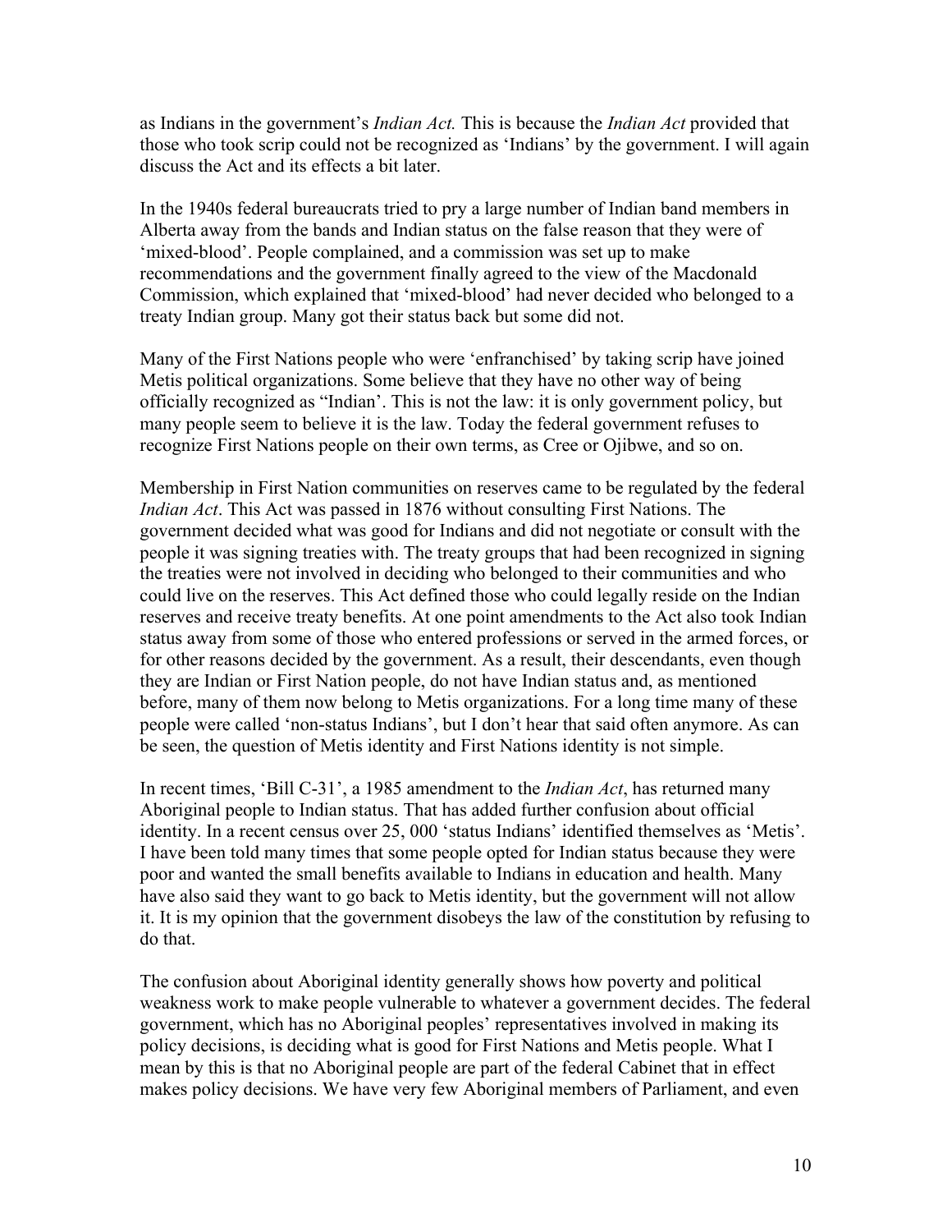as Indians in the government's *Indian Act.* This is because the *Indian Act* provided that those who took scrip could not be recognized as 'Indians' by the government. I will again discuss the Act and its effects a bit later.

In the 1940s federal bureaucrats tried to pry a large number of Indian band members in Alberta away from the bands and Indian status on the false reason that they were of 'mixed-blood'. People complained, and a commission was set up to make recommendations and the government finally agreed to the view of the Macdonald Commission, which explained that 'mixed-blood' had never decided who belonged to a treaty Indian group. Many got their status back but some did not.

Many of the First Nations people who were 'enfranchised' by taking scrip have joined Metis political organizations. Some believe that they have no other way of being officially recognized as "Indian'. This is not the law: it is only government policy, but many people seem to believe it is the law. Today the federal government refuses to recognize First Nations people on their own terms, as Cree or Ojibwe, and so on.

Membership in First Nation communities on reserves came to be regulated by the federal *Indian Act*. This Act was passed in 1876 without consulting First Nations. The government decided what was good for Indians and did not negotiate or consult with the people it was signing treaties with. The treaty groups that had been recognized in signing the treaties were not involved in deciding who belonged to their communities and who could live on the reserves. This Act defined those who could legally reside on the Indian reserves and receive treaty benefits. At one point amendments to the Act also took Indian status away from some of those who entered professions or served in the armed forces, or for other reasons decided by the government. As a result, their descendants, even though they are Indian or First Nation people, do not have Indian status and, as mentioned before, many of them now belong to Metis organizations. For a long time many of these people were called 'non-status Indians', but I don't hear that said often anymore. As can be seen, the question of Metis identity and First Nations identity is not simple.

In recent times, 'Bill C-31', a 1985 amendment to the *Indian Act*, has returned many Aboriginal people to Indian status. That has added further confusion about official identity. In a recent census over 25, 000 'status Indians' identified themselves as 'Metis'. I have been told many times that some people opted for Indian status because they were poor and wanted the small benefits available to Indians in education and health. Many have also said they want to go back to Metis identity, but the government will not allow it. It is my opinion that the government disobeys the law of the constitution by refusing to do that.

The confusion about Aboriginal identity generally shows how poverty and political weakness work to make people vulnerable to whatever a government decides. The federal government, which has no Aboriginal peoples' representatives involved in making its policy decisions, is deciding what is good for First Nations and Metis people. What I mean by this is that no Aboriginal people are part of the federal Cabinet that in effect makes policy decisions. We have very few Aboriginal members of Parliament, and even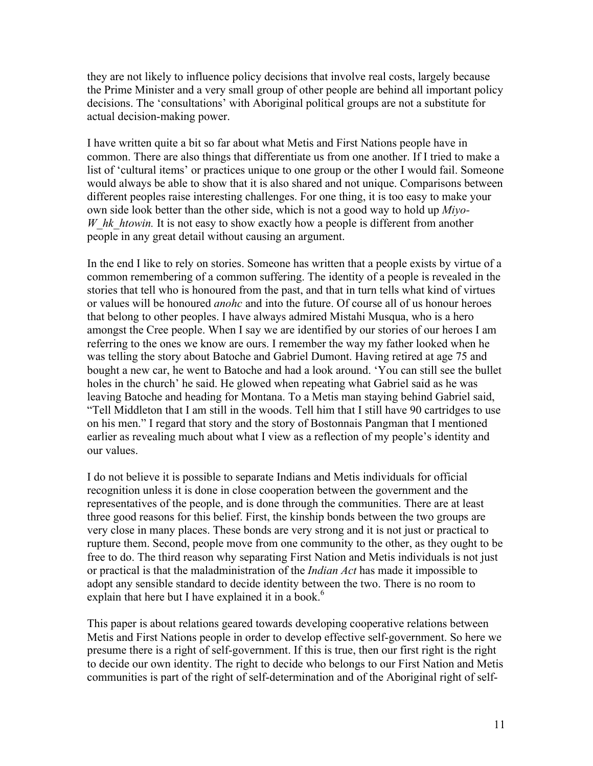they are not likely to influence policy decisions that involve real costs, largely because the Prime Minister and a very small group of other people are behind all important policy decisions. The 'consultations' with Aboriginal political groups are not a substitute for actual decision-making power.

I have written quite a bit so far about what Metis and First Nations people have in common. There are also things that differentiate us from one another. If I tried to make a list of 'cultural items' or practices unique to one group or the other I would fail. Someone would always be able to show that it is also shared and not unique. Comparisons between different peoples raise interesting challenges. For one thing, it is too easy to make your own side look better than the other side, which is not a good way to hold up *Miyo-W_hk_htowin.* It is not easy to show exactly how a people is different from another people in any great detail without causing an argument.

In the end I like to rely on stories. Someone has written that a people exists by virtue of a common remembering of a common suffering. The identity of a people is revealed in the stories that tell who is honoured from the past, and that in turn tells what kind of virtues or values will be honoured *anohc* and into the future. Of course all of us honour heroes that belong to other peoples. I have always admired Mistahi Musqua, who is a hero amongst the Cree people. When I say we are identified by our stories of our heroes I am referring to the ones we know are ours. I remember the way my father looked when he was telling the story about Batoche and Gabriel Dumont. Having retired at age 75 and bought a new car, he went to Batoche and had a look around. 'You can still see the bullet holes in the church' he said. He glowed when repeating what Gabriel said as he was leaving Batoche and heading for Montana. To a Metis man staying behind Gabriel said, "Tell Middleton that I am still in the woods. Tell him that I still have 90 cartridges to use on his men." I regard that story and the story of Bostonnais Pangman that I mentioned earlier as revealing much about what I view as a reflection of my people's identity and our values.

I do not believe it is possible to separate Indians and Metis individuals for official recognition unless it is done in close cooperation between the government and the representatives of the people, and is done through the communities. There are at least three good reasons for this belief. First, the kinship bonds between the two groups are very close in many places. These bonds are very strong and it is not just or practical to rupture them. Second, people move from one community to the other, as they ought to be free to do. The third reason why separating First Nation and Metis individuals is not just or practical is that the maladministration of the *Indian Act* has made it impossible to adopt any sensible standard to decide identity between the two. There is no room to explain that here but I have explained it in a book.[6]

This paper is about relations geared towards developing cooperative relations between Metis and First Nations people in order to develop effective self-government. So here we presume there is a right of self-government. If this is true, then our first right is the right to decide our own identity. The right to decide who belongs to our First Nation and Metis communities is part of the right of self-determination and of the Aboriginal right of self-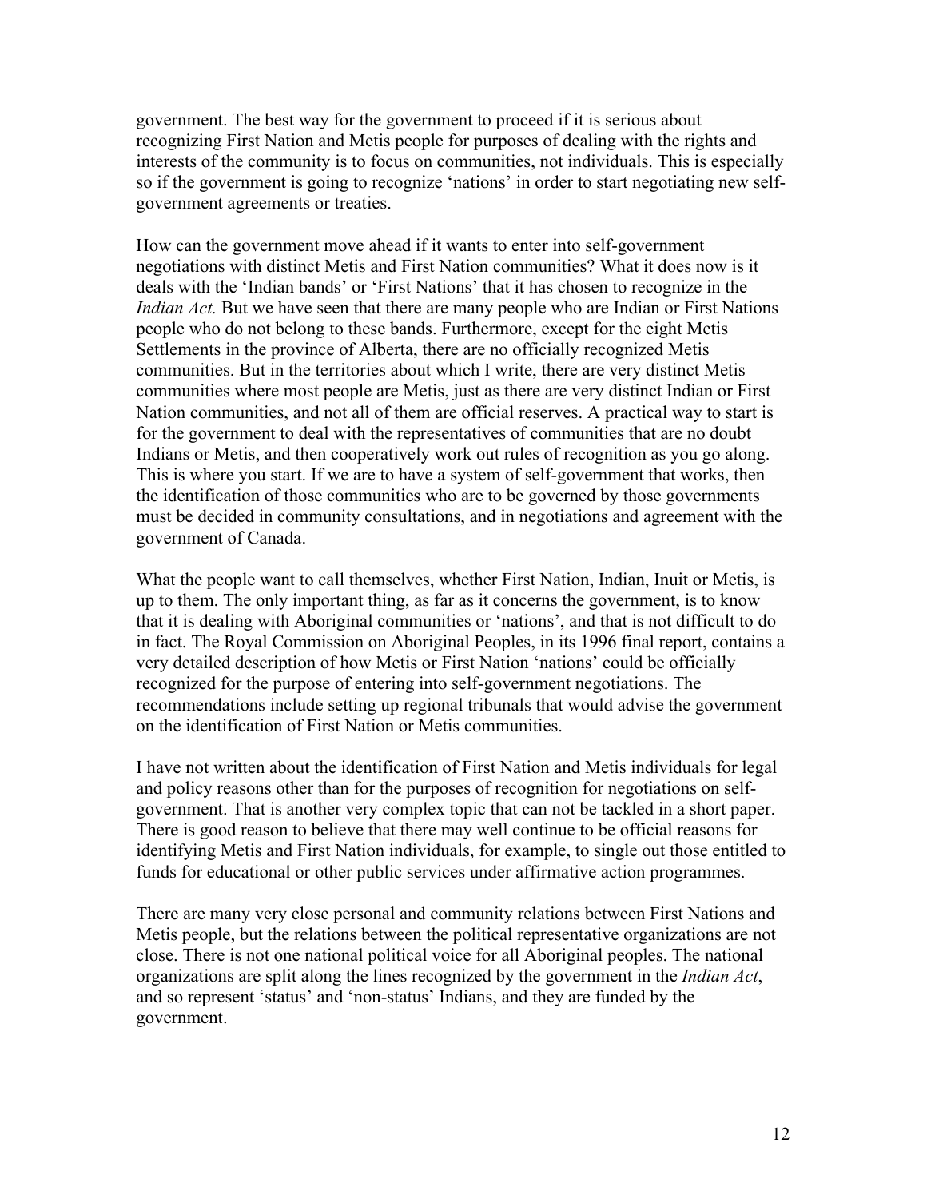government. The best way for the government to proceed if it is serious about recognizing First Nation and Metis people for purposes of dealing with the rights and interests of the community is to focus on communities, not individuals. This is especially so if the government is going to recognize 'nations' in order to start negotiating new self-government agreements or treaties.

How can the government move ahead if it wants to enter into self-government negotiations with distinct Metis and First Nation communities? What it does now is it deals with the 'Indian bands' or 'First Nations' that it has chosen to recognize in the *Indian Act.* But we have seen that there are many people who are Indian or First Nations people who do not belong to these bands. Furthermore, except for the eight Metis Settlements in the province of Alberta, there are no officially recognized Metis communities. But in the territories about which I write, there are very distinct Metis communities where most people are Metis, just as there are very distinct Indian or First Nation communities, and not all of them are official reserves. A practical way to start is for the government to deal with the representatives of communities that are no doubt Indians or Metis, and then cooperatively work out rules of recognition as you go along. This is where you start. If we are to have a system of self-government that works, then the identification of those communities who are to be governed by those governments must be decided in community consultations, and in negotiations and agreement with the government of Canada.

What the people want to call themselves, whether First Nation, Indian, Inuit or Metis, is up to them. The only important thing, as far as it concerns the government, is to know that it is dealing with Aboriginal communities or 'nations', and that is not difficult to do in fact. The Royal Commission on Aboriginal Peoples, in its 1996 final report, contains a very detailed description of how Metis or First Nation 'nations' could be officially recognized for the purpose of entering into self-government negotiations. The recommendations include setting up regional tribunals that would advise the government on the identification of First Nation or Metis communities.

I have not written about the identification of First Nation and Metis individuals for legal and policy reasons other than for the purposes of recognition for negotiations on self-government. That is another very complex topic that can not be tackled in a short paper. There is good reason to believe that there may well continue to be official reasons for identifying Metis and First Nation individuals, for example, to single out those entitled to funds for educational or other public services under affirmative action programmes.

There are many very close personal and community relations between First Nations and Metis people, but the relations between the political representative organizations are not close. There is not one national political voice for all Aboriginal peoples. The national organizations are split along the lines recognized by the government in the *Indian Act*, and so represent 'status' and 'non-status' Indians, and they are funded by the government.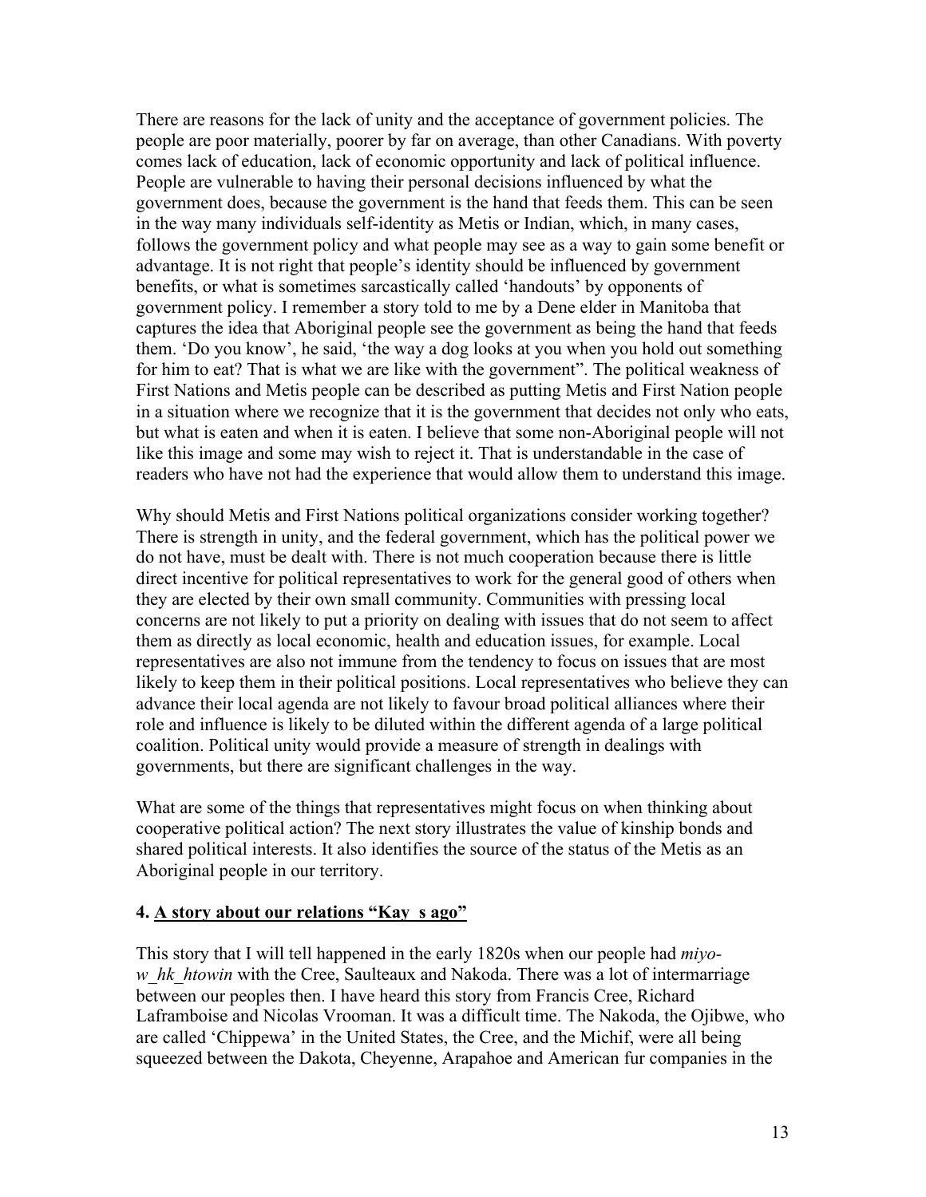There are reasons for the lack of unity and the acceptance of government policies. The people are poor materially, poorer by far on average, than other Canadians. With poverty comes lack of education, lack of economic opportunity and lack of political influence. People are vulnerable to having their personal decisions influenced by what the government does, because the government is the hand that feeds them. This can be seen in the way many individuals self-identity as Metis or Indian, which, in many cases, follows the government policy and what people may see as a way to gain some benefit or advantage. It is not right that people's identity should be influenced by government benefits, or what is sometimes sarcastically called 'handouts' by opponents of government policy. I remember a story told to me by a Dene elder in Manitoba that captures the idea that Aboriginal people see the government as being the hand that feeds them. 'Do you know', he said, 'the way a dog looks at you when you hold out something for him to eat? That is what we are like with the government". The political weakness of First Nations and Metis people can be described as putting Metis and First Nation people in a situation where we recognize that it is the government that decides not only who eats, but what is eaten and when it is eaten. I believe that some non-Aboriginal people will not like this image and some may wish to reject it. That is understandable in the case of readers who have not had the experience that would allow them to understand this image.

Why should Metis and First Nations political organizations consider working together? There is strength in unity, and the federal government, which has the political power we do not have, must be dealt with. There is not much cooperation because there is little direct incentive for political representatives to work for the general good of others when they are elected by their own small community. Communities with pressing local concerns are not likely to put a priority on dealing with issues that do not seem to affect them as directly as local economic, health and education issues, for example. Local representatives are also not immune from the tendency to focus on issues that are most likely to keep them in their political positions. Local representatives who believe they can advance their local agenda are not likely to favour broad political alliances where their role and influence is likely to be diluted within the different agenda of a large political coalition. Political unity would provide a measure of strength in dealings with governments, but there are significant challenges in the way.

What are some of the things that representatives might focus on when thinking about cooperative political action? The next story illustrates the value of kinship bonds and shared political interests. It also identifies the source of the status of the Metis as an Aboriginal people in our territory.

## 4. A story about our relations "Kay s ago"

This story that I will tell happened in the early 1820s when our people had *miyo-w_hk_htowin* with the Cree, Saulteaux and Nakoda. There was a lot of intermarriage between our peoples then. I have heard this story from Francis Cree, Richard Laframboise and Nicolas Vrooman. It was a difficult time. The Nakoda, the Ojibwe, who are called 'Chippewa' in the United States, the Cree, and the Michif, were all being squeezed between the Dakota, Cheyenne, Arapahoe and American fur companies in the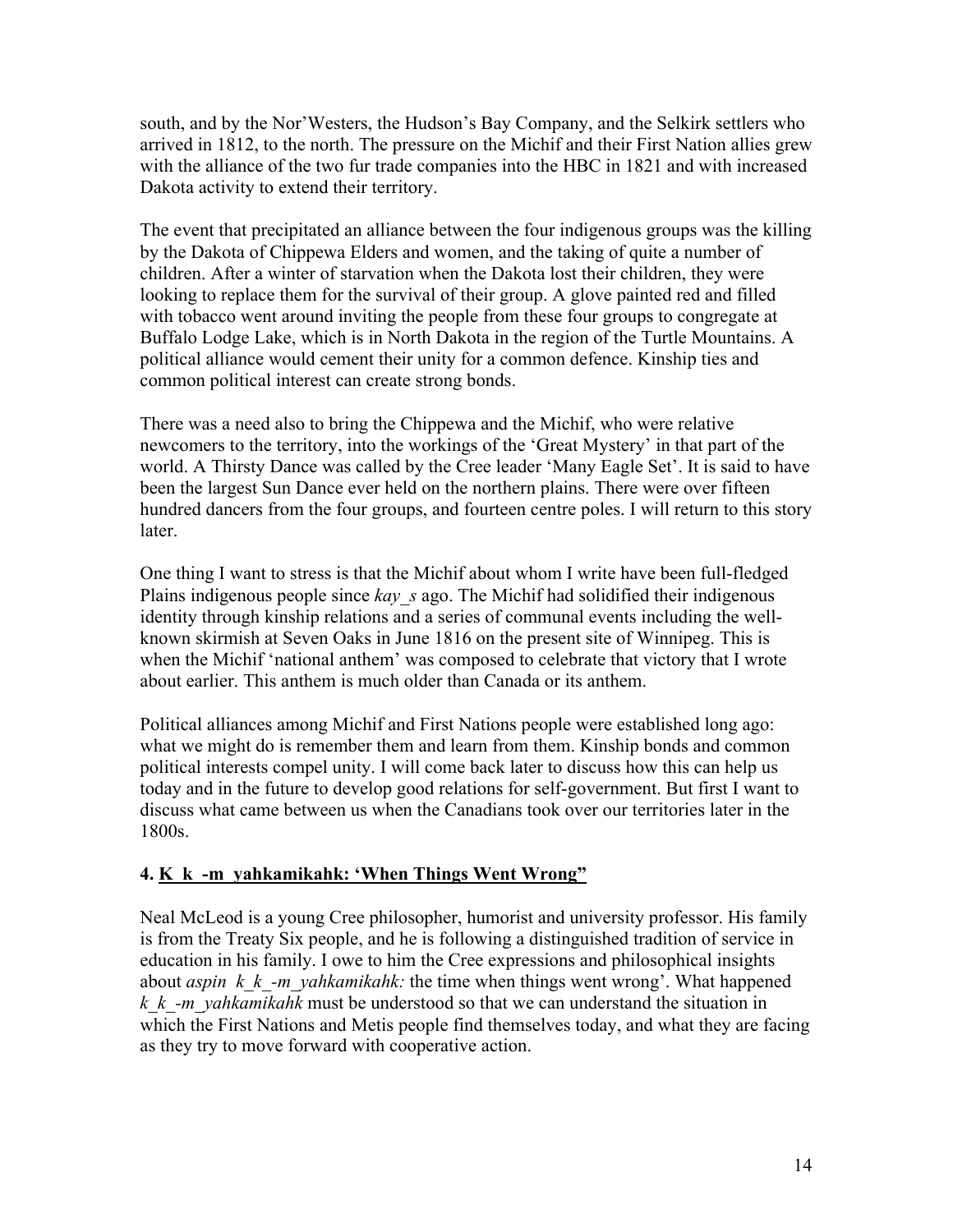south, and by the Nor'Westers, the Hudson's Bay Company, and the Selkirk settlers who arrived in 1812, to the north. The pressure on the Michif and their First Nation allies grew with the alliance of the two fur trade companies into the HBC in 1821 and with increased Dakota activity to extend their territory.

The event that precipitated an alliance between the four indigenous groups was the killing by the Dakota of Chippewa Elders and women, and the taking of quite a number of children. After a winter of starvation when the Dakota lost their children, they were looking to replace them for the survival of their group. A glove painted red and filled with tobacco went around inviting the people from these four groups to congregate at Buffalo Lodge Lake, which is in North Dakota in the region of the Turtle Mountains. A political alliance would cement their unity for a common defence. Kinship ties and common political interest can create strong bonds.

There was a need also to bring the Chippewa and the Michif, who were relative newcomers to the territory, into the workings of the 'Great Mystery' in that part of the world. A Thirsty Dance was called by the Cree leader 'Many Eagle Set'. It is said to have been the largest Sun Dance ever held on the northern plains. There were over fifteen hundred dancers from the four groups, and fourteen centre poles. I will return to this story later.

One thing I want to stress is that the Michif about whom I write have been full-fledged Plains indigenous people since *kay_s* ago. The Michif had solidified their indigenous identity through kinship relations and a series of communal events including the well-known skirmish at Seven Oaks in June 1816 on the present site of Winnipeg. This is when the Michif 'national anthem' was composed to celebrate that victory that I wrote about earlier. This anthem is much older than Canada or its anthem.

Political alliances among Michif and First Nations people were established long ago: what we might do is remember them and learn from them. Kinship bonds and common political interests compel unity. I will come back later to discuss how this can help us today and in the future to develop good relations for self-government. But first I want to discuss what came between us when the Canadians took over our territories later in the 1800s.

## 4. K_k_-m_yahkamikahk: 'When Things Went Wrong"

Neal McLeod is a young Cree philosopher, humorist and university professor. His family is from the Treaty Six people, and he is following a distinguished tradition of service in education in his family. I owe to him the Cree expressions and philosophical insights about *aspin k_k_-m_yahkamikahk:* the time when things went wrong'. What happened *k_k_-m_yahkamikahk* must be understood so that we can understand the situation in which the First Nations and Metis people find themselves today, and what they are facing as they try to move forward with cooperative action.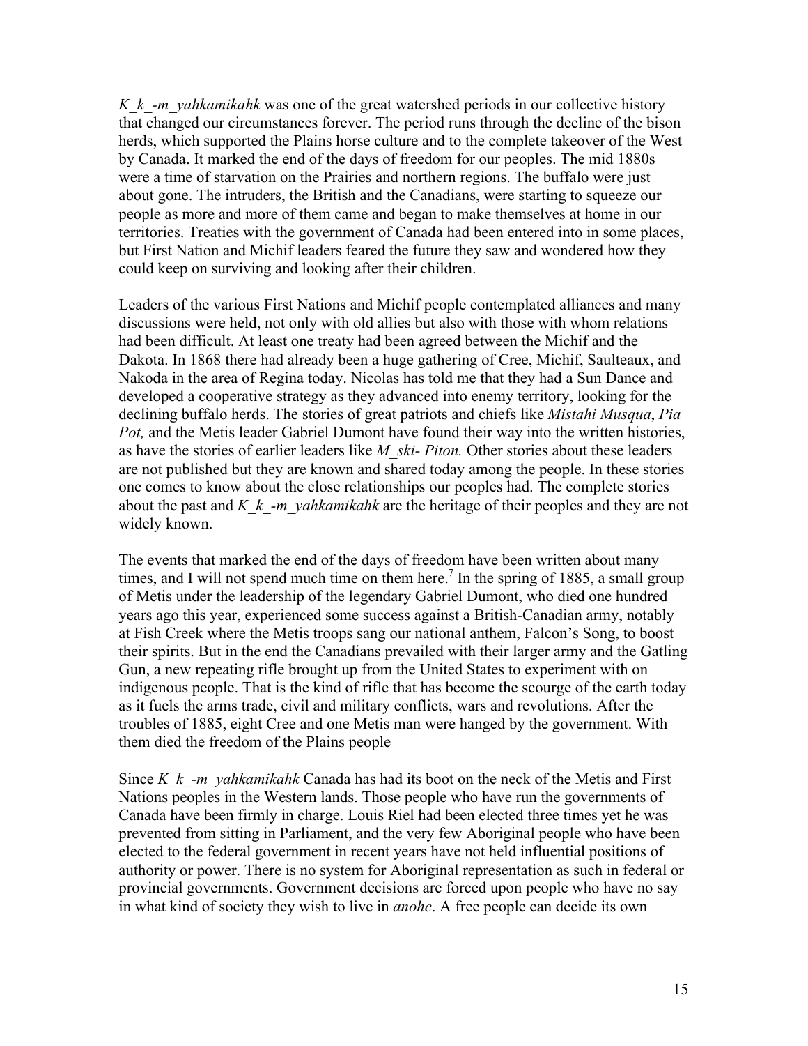*K_k_-m_yahkamikahk* was one of the great watershed periods in our collective history that changed our circumstances forever. The period runs through the decline of the bison herds, which supported the Plains horse culture and to the complete takeover of the West by Canada. It marked the end of the days of freedom for our peoples. The mid 1880s were a time of starvation on the Prairies and northern regions. The buffalo were just about gone. The intruders, the British and the Canadians, were starting to squeeze our people as more and more of them came and began to make themselves at home in our territories. Treaties with the government of Canada had been entered into in some places, but First Nation and Michif leaders feared the future they saw and wondered how they could keep on surviving and looking after their children.

Leaders of the various First Nations and Michif people contemplated alliances and many discussions were held, not only with old allies but also with those with whom relations had been difficult. At least one treaty had been agreed between the Michif and the Dakota. In 1868 there had already been a huge gathering of Cree, Michif, Saulteaux, and Nakoda in the area of Regina today. Nicolas has told me that they had a Sun Dance and developed a cooperative strategy as they advanced into enemy territory, looking for the declining buffalo herds. The stories of great patriots and chiefs like *Mistahi Musqua*, *Pia Pot,* and the Metis leader Gabriel Dumont have found their way into the written histories, as have the stories of earlier leaders like *M_ski- Piton.* Other stories about these leaders are not published but they are known and shared today among the people. In these stories one comes to know about the close relationships our peoples had. The complete stories about the past and *K_k_-m_yahkamikahk* are the heritage of their peoples and they are not widely known.

The events that marked the end of the days of freedom have been written about many times, and I will not spend much time on them here.[7] In the spring of 1885, a small group of Metis under the leadership of the legendary Gabriel Dumont, who died one hundred years ago this year, experienced some success against a British-Canadian army, notably at Fish Creek where the Metis troops sang our national anthem, Falcon's Song, to boost their spirits. But in the end the Canadians prevailed with their larger army and the Gatling Gun, a new repeating rifle brought up from the United States to experiment with on indigenous people. That is the kind of rifle that has become the scourge of the earth today as it fuels the arms trade, civil and military conflicts, wars and revolutions. After the troubles of 1885, eight Cree and one Metis man were hanged by the government. With them died the freedom of the Plains people

Since *K_k_-m_yahkamikahk* Canada has had its boot on the neck of the Metis and First Nations peoples in the Western lands. Those people who have run the governments of Canada have been firmly in charge. Louis Riel had been elected three times yet he was prevented from sitting in Parliament, and the very few Aboriginal people who have been elected to the federal government in recent years have not held influential positions of authority or power. There is no system for Aboriginal representation as such in federal or provincial governments. Government decisions are forced upon people who have no say in what kind of society they wish to live in *anohc*. A free people can decide its own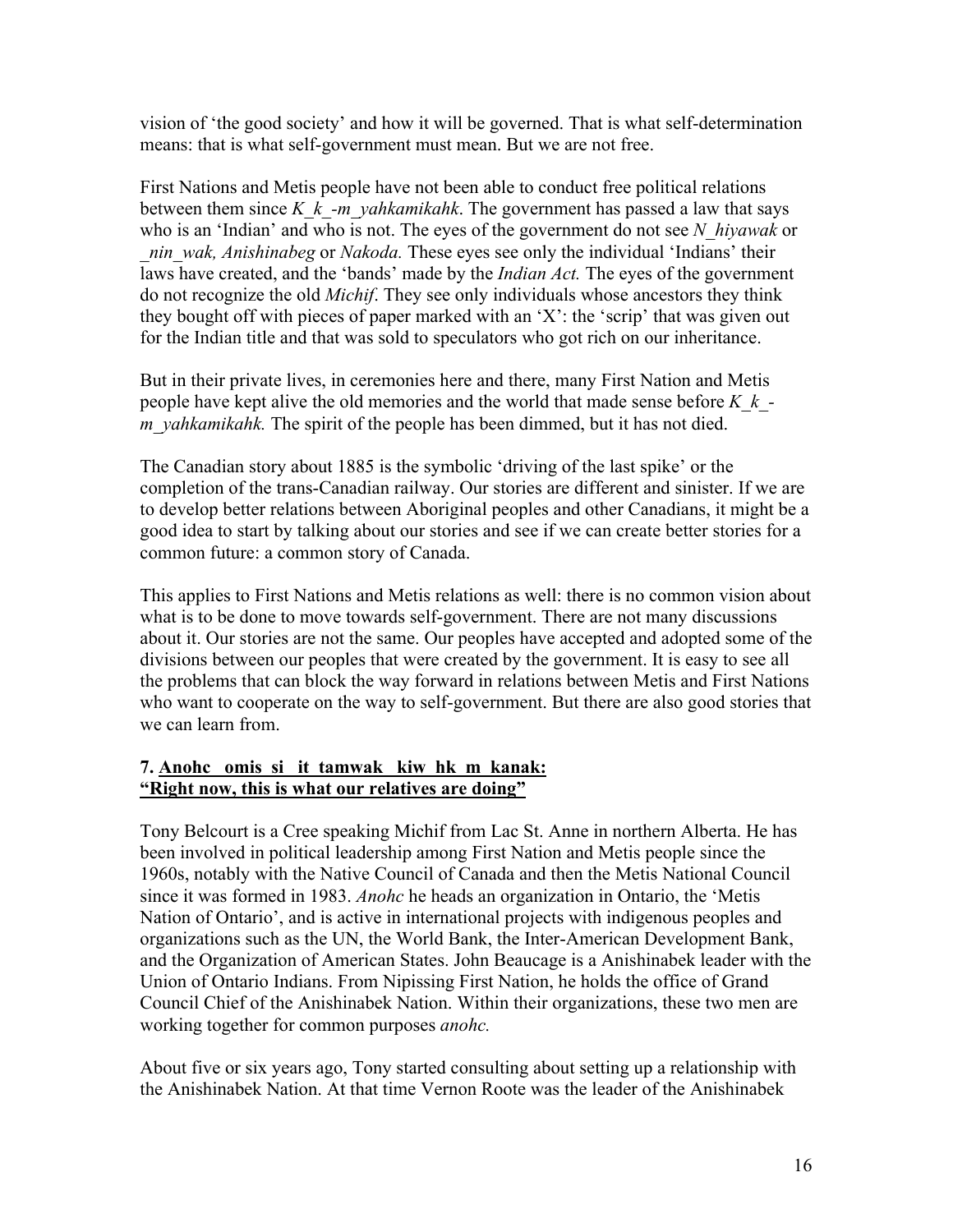vision of 'the good society' and how it will be governed. That is what self-determination means: that is what self-government must mean. But we are not free.

First Nations and Metis people have not been able to conduct free political relations between them since *K_k_-m_yahkamikahk*. The government has passed a law that says who is an 'Indian' and who is not. The eyes of the government do not see *N_hiyawak* or *_nin_wak, Anishinabeg* or *Nakoda.* These eyes see only the individual 'Indians' their laws have created, and the 'bands' made by the *Indian Act.* The eyes of the government do not recognize the old *Michif*. They see only individuals whose ancestors they think they bought off with pieces of paper marked with an 'X': the 'scrip' that was given out for the Indian title and that was sold to speculators who got rich on our inheritance.

But in their private lives, in ceremonies here and there, many First Nation and Metis people have kept alive the old memories and the world that made sense before *K_k_-m_yahkamikahk.* The spirit of the people has been dimmed, but it has not died.

The Canadian story about 1885 is the symbolic 'driving of the last spike' or the completion of the trans-Canadian railway. Our stories are different and sinister. If we are to develop better relations between Aboriginal peoples and other Canadians, it might be a good idea to start by talking about our stories and see if we can create better stories for a common future: a common story of Canada.

This applies to First Nations and Metis relations as well: there is no common vision about what is to be done to move towards self-government. There are not many discussions about it. Our stories are not the same. Our peoples have accepted and adopted some of the divisions between our peoples that were created by the government. It is easy to see all the problems that can block the way forward in relations between Metis and First Nations who want to cooperate on the way to self-government. But there are also good stories that we can learn from.

## 7. Anohc omis si it tamwak kiw hk m kanak: "Right now, this is what our relatives are doing"

Tony Belcourt is a Cree speaking Michif from Lac St. Anne in northern Alberta. He has been involved in political leadership among First Nation and Metis people since the 1960s, notably with the Native Council of Canada and then the Metis National Council since it was formed in 1983. *Anohc* he heads an organization in Ontario, the 'Metis Nation of Ontario', and is active in international projects with indigenous peoples and organizations such as the UN, the World Bank, the Inter-American Development Bank, and the Organization of American States. John Beaucage is a Anishinabek leader with the Union of Ontario Indians. From Nipissing First Nation, he holds the office of Grand Council Chief of the Anishinabek Nation. Within their organizations, these two men are working together for common purposes *anohc.*

About five or six years ago, Tony started consulting about setting up a relationship with the Anishinabek Nation. At that time Vernon Roote was the leader of the Anishinabek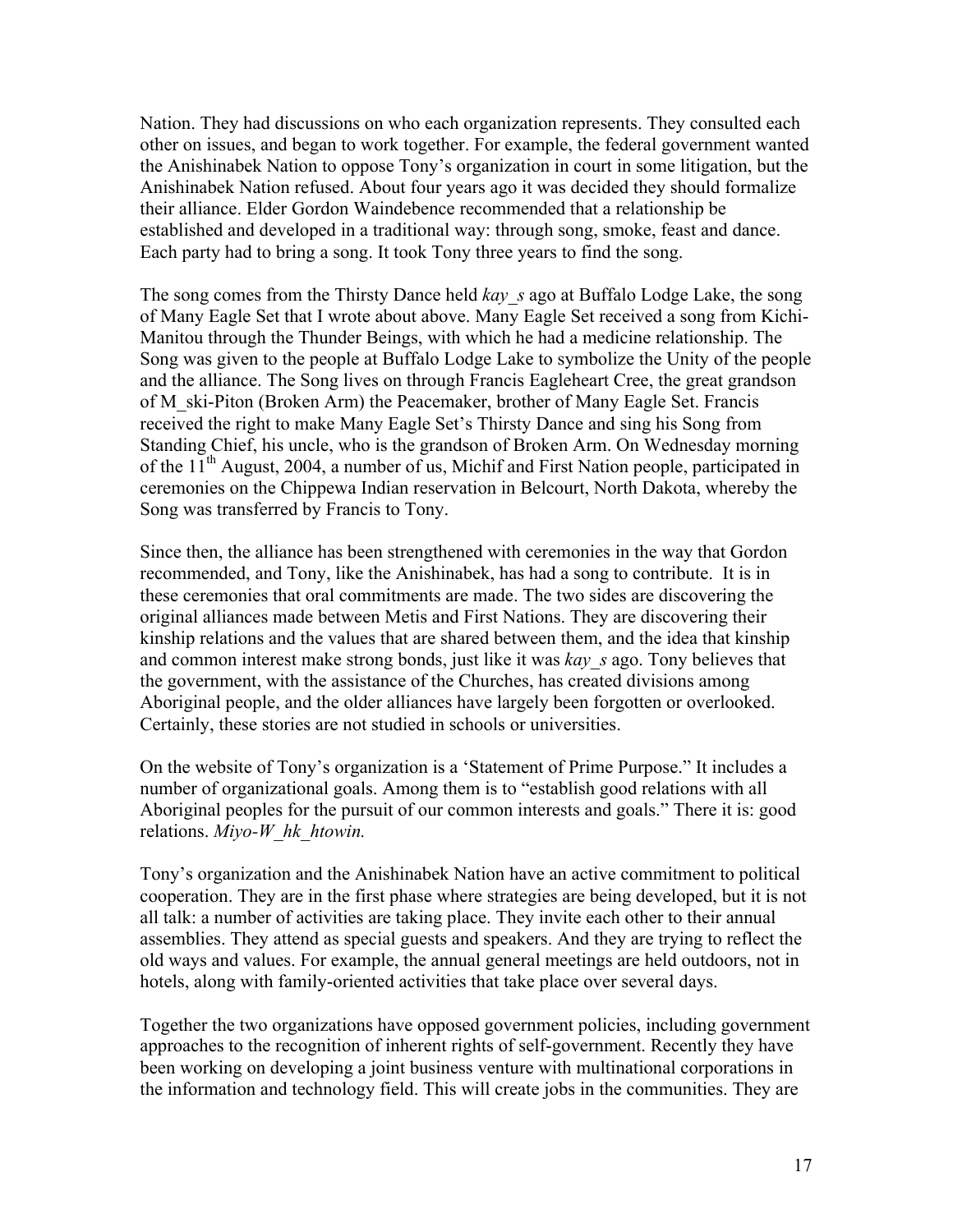Nation. They had discussions on who each organization represents. They consulted each other on issues, and began to work together. For example, the federal government wanted the Anishinabek Nation to oppose Tony's organization in court in some litigation, but the Anishinabek Nation refused. About four years ago it was decided they should formalize their alliance. Elder Gordon Waindebence recommended that a relationship be established and developed in a traditional way: through song, smoke, feast and dance. Each party had to bring a song. It took Tony three years to find the song.

The song comes from the Thirsty Dance held *kay_s* ago at Buffalo Lodge Lake, the song of Many Eagle Set that I wrote about above. Many Eagle Set received a song from Kichi-Manitou through the Thunder Beings, with which he had a medicine relationship. The Song was given to the people at Buffalo Lodge Lake to symbolize the Unity of the people and the alliance. The Song lives on through Francis Eagleheart Cree, the great grandson of M_ski-Piton (Broken Arm) the Peacemaker, brother of Many Eagle Set. Francis received the right to make Many Eagle Set's Thirsty Dance and sing his Song from Standing Chief, his uncle, who is the grandson of Broken Arm. On Wednesday morning of the 11th August, 2004, a number of us, Michif and First Nation people, participated in ceremonies on the Chippewa Indian reservation in Belcourt, North Dakota, whereby the Song was transferred by Francis to Tony.

Since then, the alliance has been strengthened with ceremonies in the way that Gordon recommended, and Tony, like the Anishinabek, has had a song to contribute. It is in these ceremonies that oral commitments are made. The two sides are discovering the original alliances made between Metis and First Nations. They are discovering their kinship relations and the values that are shared between them, and the idea that kinship and common interest make strong bonds, just like it was *kay_s* ago. Tony believes that the government, with the assistance of the Churches, has created divisions among Aboriginal people, and the older alliances have largely been forgotten or overlooked. Certainly, these stories are not studied in schools or universities.

On the website of Tony's organization is a 'Statement of Prime Purpose." It includes a number of organizational goals. Among them is to "establish good relations with all Aboriginal peoples for the pursuit of our common interests and goals." There it is: good relations. *Miyo-W_hk_htowin.*

Tony's organization and the Anishinabek Nation have an active commitment to political cooperation. They are in the first phase where strategies are being developed, but it is not all talk: a number of activities are taking place. They invite each other to their annual assemblies. They attend as special guests and speakers. And they are trying to reflect the old ways and values. For example, the annual general meetings are held outdoors, not in hotels, along with family-oriented activities that take place over several days.

Together the two organizations have opposed government policies, including government approaches to the recognition of inherent rights of self-government. Recently they have been working on developing a joint business venture with multinational corporations in the information and technology field. This will create jobs in the communities. They are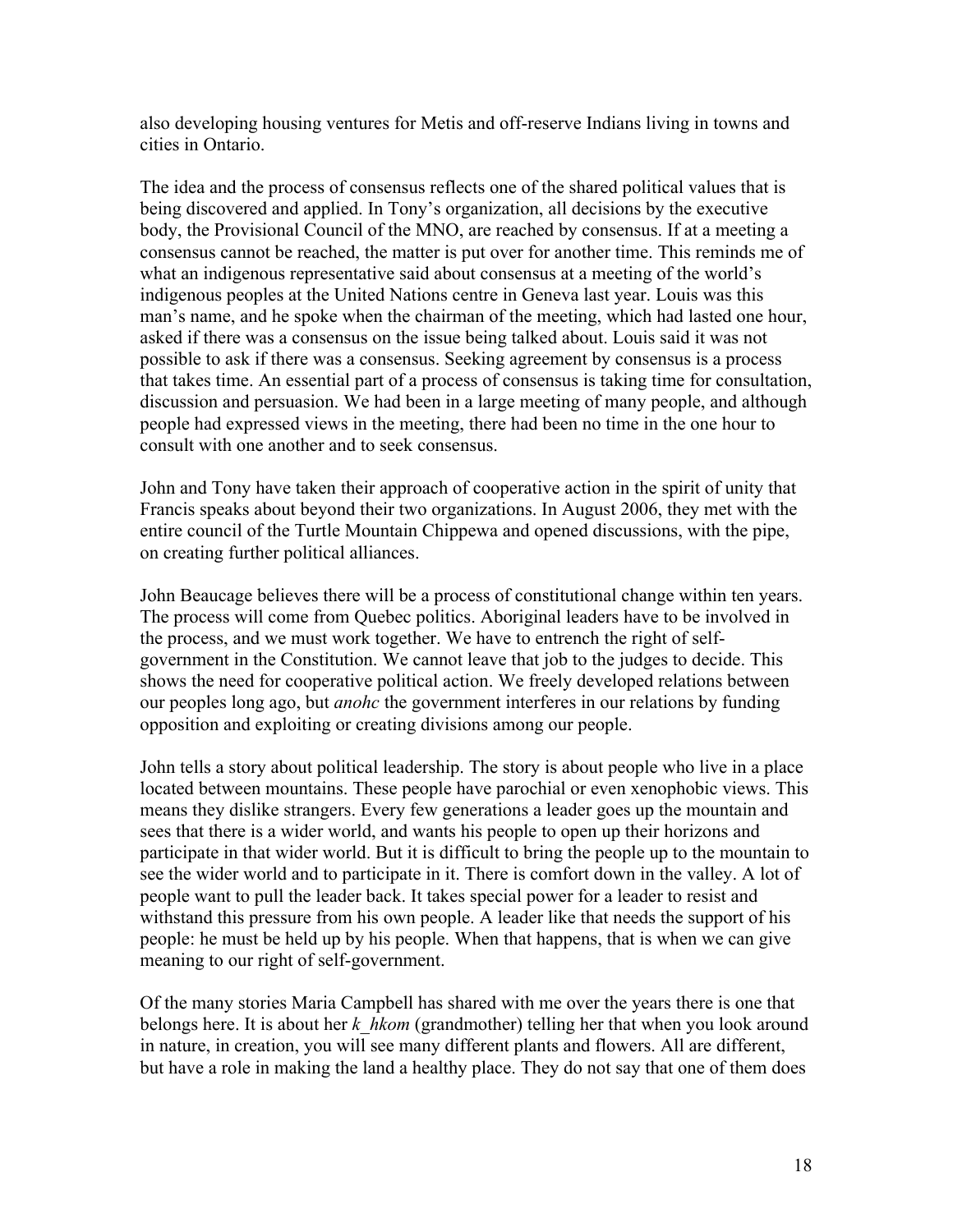also developing housing ventures for Metis and off-reserve Indians living in towns and cities in Ontario.

The idea and the process of consensus reflects one of the shared political values that is being discovered and applied. In Tony's organization, all decisions by the executive body, the Provisional Council of the MNO, are reached by consensus. If at a meeting a consensus cannot be reached, the matter is put over for another time. This reminds me of what an indigenous representative said about consensus at a meeting of the world's indigenous peoples at the United Nations centre in Geneva last year. Louis was this man's name, and he spoke when the chairman of the meeting, which had lasted one hour, asked if there was a consensus on the issue being talked about. Louis said it was not possible to ask if there was a consensus. Seeking agreement by consensus is a process that takes time. An essential part of a process of consensus is taking time for consultation, discussion and persuasion. We had been in a large meeting of many people, and although people had expressed views in the meeting, there had been no time in the one hour to consult with one another and to seek consensus.

John and Tony have taken their approach of cooperative action in the spirit of unity that Francis speaks about beyond their two organizations. In August 2006, they met with the entire council of the Turtle Mountain Chippewa and opened discussions, with the pipe, on creating further political alliances.

John Beaucage believes there will be a process of constitutional change within ten years. The process will come from Quebec politics. Aboriginal leaders have to be involved in the process, and we must work together. We have to entrench the right of self-government in the Constitution. We cannot leave that job to the judges to decide. This shows the need for cooperative political action. We freely developed relations between our peoples long ago, but *anohc* the government interferes in our relations by funding opposition and exploiting or creating divisions among our people.

John tells a story about political leadership. The story is about people who live in a place located between mountains. These people have parochial or even xenophobic views. This means they dislike strangers. Every few generations a leader goes up the mountain and sees that there is a wider world, and wants his people to open up their horizons and participate in that wider world. But it is difficult to bring the people up to the mountain to see the wider world and to participate in it. There is comfort down in the valley. A lot of people want to pull the leader back. It takes special power for a leader to resist and withstand this pressure from his own people. A leader like that needs the support of his people: he must be held up by his people. When that happens, that is when we can give meaning to our right of self-government.

Of the many stories Maria Campbell has shared with me over the years there is one that belongs here. It is about her *k_hkom* (grandmother) telling her that when you look around in nature, in creation, you will see many different plants and flowers. All are different, but have a role in making the land a healthy place. They do not say that one of them does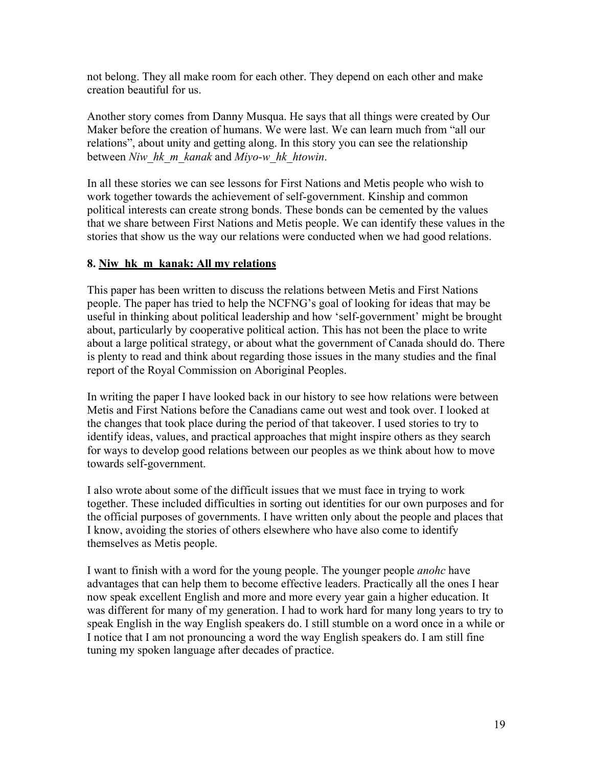not belong. They all make room for each other. They depend on each other and make creation beautiful for us.

Another story comes from Danny Musqua. He says that all things were created by Our Maker before the creation of humans. We were last. We can learn much from "all our relations", about unity and getting along. In this story you can see the relationship between *Niw_hk_m_kanak* and *Miyo-w_hk_htowin*.

In all these stories we can see lessons for First Nations and Metis people who wish to work together towards the achievement of self-government. Kinship and common political interests can create strong bonds. These bonds can be cemented by the values that we share between First Nations and Metis people. We can identify these values in the stories that show us the way our relations were conducted when we had good relations.

## 8. Niw_hk_m_kanak: All my relations

This paper has been written to discuss the relations between Metis and First Nations people. The paper has tried to help the NCFNG's goal of looking for ideas that may be useful in thinking about political leadership and how 'self-government' might be brought about, particularly by cooperative political action. This has not been the place to write about a large political strategy, or about what the government of Canada should do. There is plenty to read and think about regarding those issues in the many studies and the final report of the Royal Commission on Aboriginal Peoples.

In writing the paper I have looked back in our history to see how relations were between Metis and First Nations before the Canadians came out west and took over. I looked at the changes that took place during the period of that takeover. I used stories to try to identify ideas, values, and practical approaches that might inspire others as they search for ways to develop good relations between our peoples as we think about how to move towards self-government.

I also wrote about some of the difficult issues that we must face in trying to work together. These included difficulties in sorting out identities for our own purposes and for the official purposes of governments. I have written only about the people and places that I know, avoiding the stories of others elsewhere who have also come to identify themselves as Metis people.

I want to finish with a word for the young people. The younger people *anohc* have advantages that can help them to become effective leaders. Practically all the ones I hear now speak excellent English and more and more every year gain a higher education. It was different for many of my generation. I had to work hard for many long years to try to speak English in the way English speakers do. I still stumble on a word once in a while or I notice that I am not pronouncing a word the way English speakers do. I am still fine tuning my spoken language after decades of practice.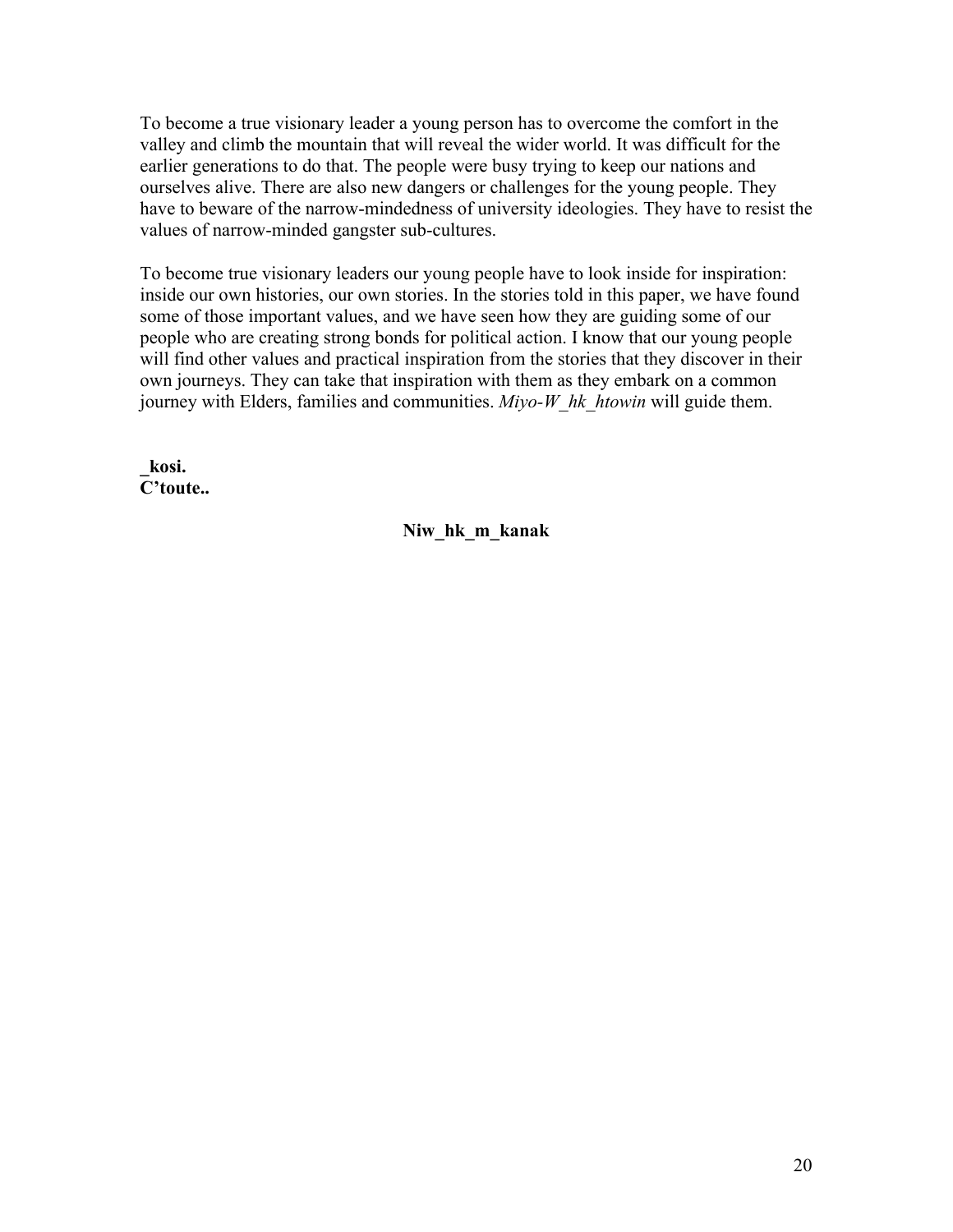To become a true visionary leader a young person has to overcome the comfort in the valley and climb the mountain that will reveal the wider world. It was difficult for the earlier generations to do that. The people were busy trying to keep our nations and ourselves alive. There are also new dangers or challenges for the young people. They have to beware of the narrow-mindedness of university ideologies. They have to resist the values of narrow-minded gangster sub-cultures.

To become true visionary leaders our young people have to look inside for inspiration: inside our own histories, our own stories. In the stories told in this paper, we have found some of those important values, and we have seen how they are guiding some of our people who are creating strong bonds for political action. I know that our young people will find other values and practical inspiration from the stories that they discover in their own journeys. They can take that inspiration with them as they embark on a common journey with Elders, families and communities. *Miyo-W_hk_htowin* will guide them.

**_kosi.**
**C'toute..**

**Niw_hk_m_kanak**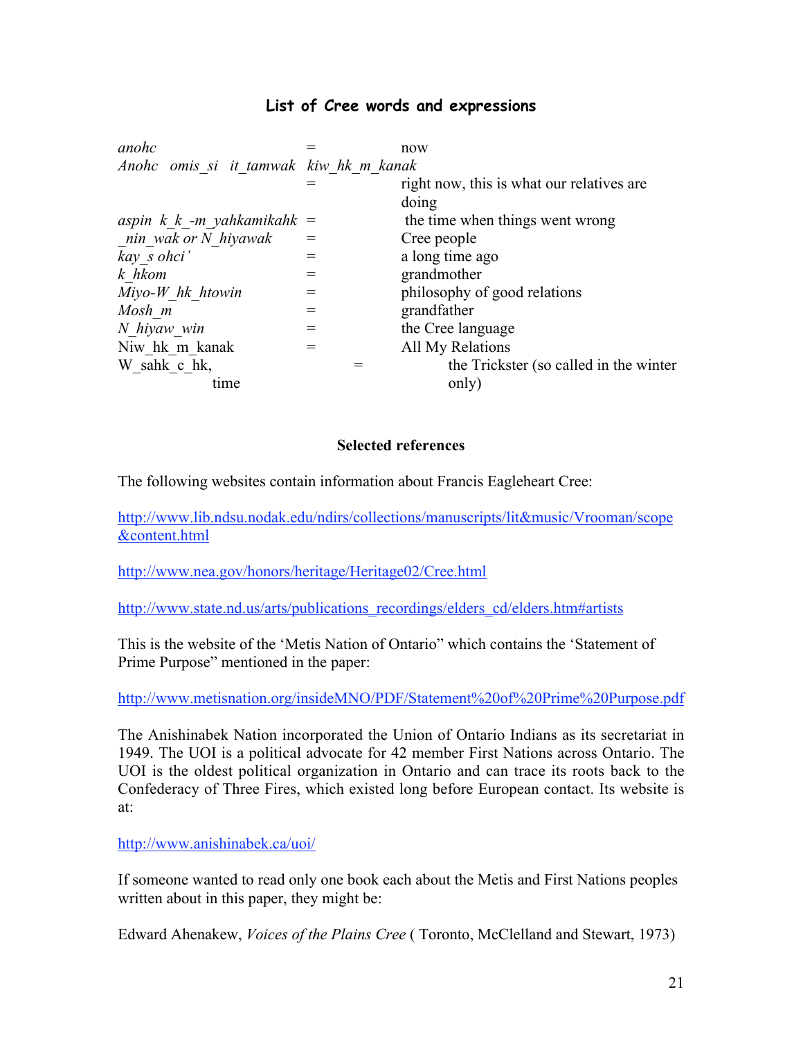## List of Cree words and expressions

| | | |
|---|---|---|
| *anohc* | = | now |
| *Anohc omis_si it_tamwak kiw_hk_m_kanak* | = | right now, this is what our relatives are doing |
| *aspin k_k_-m_yahkamikahk* | = | the time when things went wrong |
| *_nin_wak or N_hiyawak* | = | Cree people |
| *kay_s ohci'* | = | a long time ago |
| *k_hkom* | = | grandmother |
| *Miyo-W_hk_htowin* | = | philosophy of good relations |
| *Mosh_m* | = | grandfather |
| *N_hiyaw_win* | = | the Cree language |
| Niw_hk_m_kanak | = | All My Relations |
| W_sahk_c_hk, time | = | the Trickster (so called in the winter only) |

### Selected references

The following websites contain information about Francis Eagleheart Cree:

http://www.lib.ndsu.nodak.edu/ndirs/collections/manuscripts/lit&music/Vrooman/scope&content.html

http://www.nea.gov/honors/heritage/Heritage02/Cree.html

http://www.state.nd.us/arts/publications_recordings/elders_cd/elders.htm#artists

This is the website of the 'Metis Nation of Ontario" which contains the 'Statement of Prime Purpose" mentioned in the paper:

http://www.metisnation.org/insideMNO/PDF/Statement%20of%20Prime%20Purpose.pdf

The Anishinabek Nation incorporated the Union of Ontario Indians as its secretariat in 1949. The UOI is a political advocate for 42 member First Nations across Ontario. The UOI is the oldest political organization in Ontario and can trace its roots back to the Confederacy of Three Fires, which existed long before European contact. Its website is at:

http://www.anishinabek.ca/uoi/

If someone wanted to read only one book each about the Metis and First Nations peoples written about in this paper, they might be:

Edward Ahenakew, *Voices of the Plains Cree* ( Toronto, McClelland and Stewart, 1973)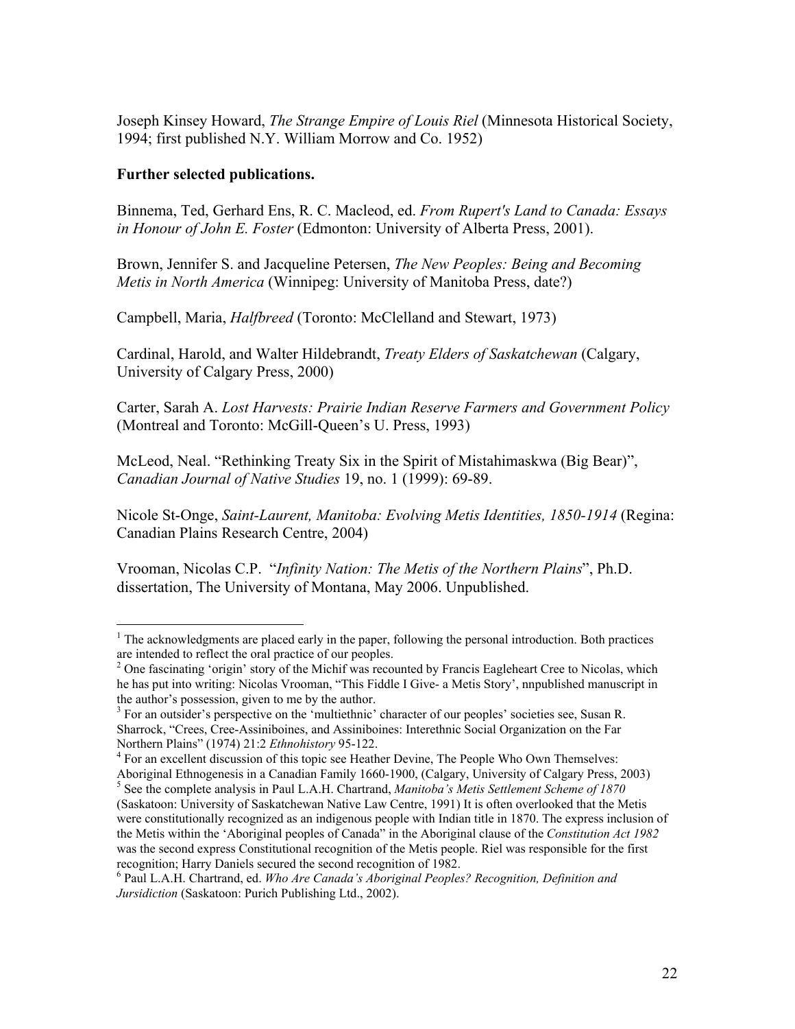Joseph Kinsey Howard, *The Strange Empire of Louis Riel* (Minnesota Historical Society, 1994; first published N.Y. William Morrow and Co. 1952)

**Further selected publications.**

Binnema, Ted, Gerhard Ens, R. C. Macleod, ed. *From Rupert's Land to Canada: Essays in Honour of John E. Foster* (Edmonton: University of Alberta Press, 2001).

Brown, Jennifer S. and Jacqueline Petersen, *The New Peoples: Being and Becoming Metis in North America* (Winnipeg: University of Manitoba Press, date?)

Campbell, Maria, *Halfbreed* (Toronto: McClelland and Stewart, 1973)

Cardinal, Harold, and Walter Hildebrandt, *Treaty Elders of Saskatchewan* (Calgary, University of Calgary Press, 2000)

Carter, Sarah A. *Lost Harvests: Prairie Indian Reserve Farmers and Government Policy* (Montreal and Toronto: McGill-Queen's U. Press, 1993)

McLeod, Neal. "Rethinking Treaty Six in the Spirit of Mistahimaskwa (Big Bear)", *Canadian Journal of Native Studies* 19, no. 1 (1999): 69-89.

Nicole St-Onge, *Saint-Laurent, Manitoba: Evolving Metis Identities, 1850-1914* (Regina: Canadian Plains Research Centre, 2004)

Vrooman, Nicolas C.P. "*Infinity Nation: The Metis of the Northern Plains*", Ph.D. dissertation, The University of Montana, May 2006. Unpublished.

---

[1] The acknowledgments are placed early in the paper, following the personal introduction. Both practices are intended to reflect the oral practice of our peoples.

[2] One fascinating 'origin' story of the Michif was recounted by Francis Eagleheart Cree to Nicolas, which he has put into writing: Nicolas Vrooman, "This Fiddle I Give- a Metis Story', nnpublished manuscript in the author's possession, given to me by the author.

[3] For an outsider's perspective on the 'multiethnic' character of our peoples' societies see, Susan R. Sharrock, "Crees, Cree-Assiniboines, and Assiniboines: Interethnic Social Organization on the Far Northern Plains" (1974) 21:2 *Ethnohistory* 95-122.

[4] For an excellent discussion of this topic see Heather Devine, The People Who Own Themselves: Aboriginal Ethnogenesis in a Canadian Family 1660-1900, (Calgary, University of Calgary Press, 2003)

[5] See the complete analysis in Paul L.A.H. Chartrand, *Manitoba's Metis Settlement Scheme of 1870* (Saskatoon: University of Saskatchewan Native Law Centre, 1991) It is often overlooked that the Metis were constitutionally recognized as an indigenous people with Indian title in 1870. The express inclusion of the Metis within the 'Aboriginal peoples of Canada" in the Aboriginal clause of the *Constitution Act 1982* was the second express Constitutional recognition of the Metis people. Riel was responsible for the first recognition; Harry Daniels secured the second recognition of 1982.

[6] Paul L.A.H. Chartrand, ed. *Who Are Canada's Aboriginal Peoples? Recognition, Definition and Jursidiction* (Saskatoon: Purich Publishing Ltd., 2002).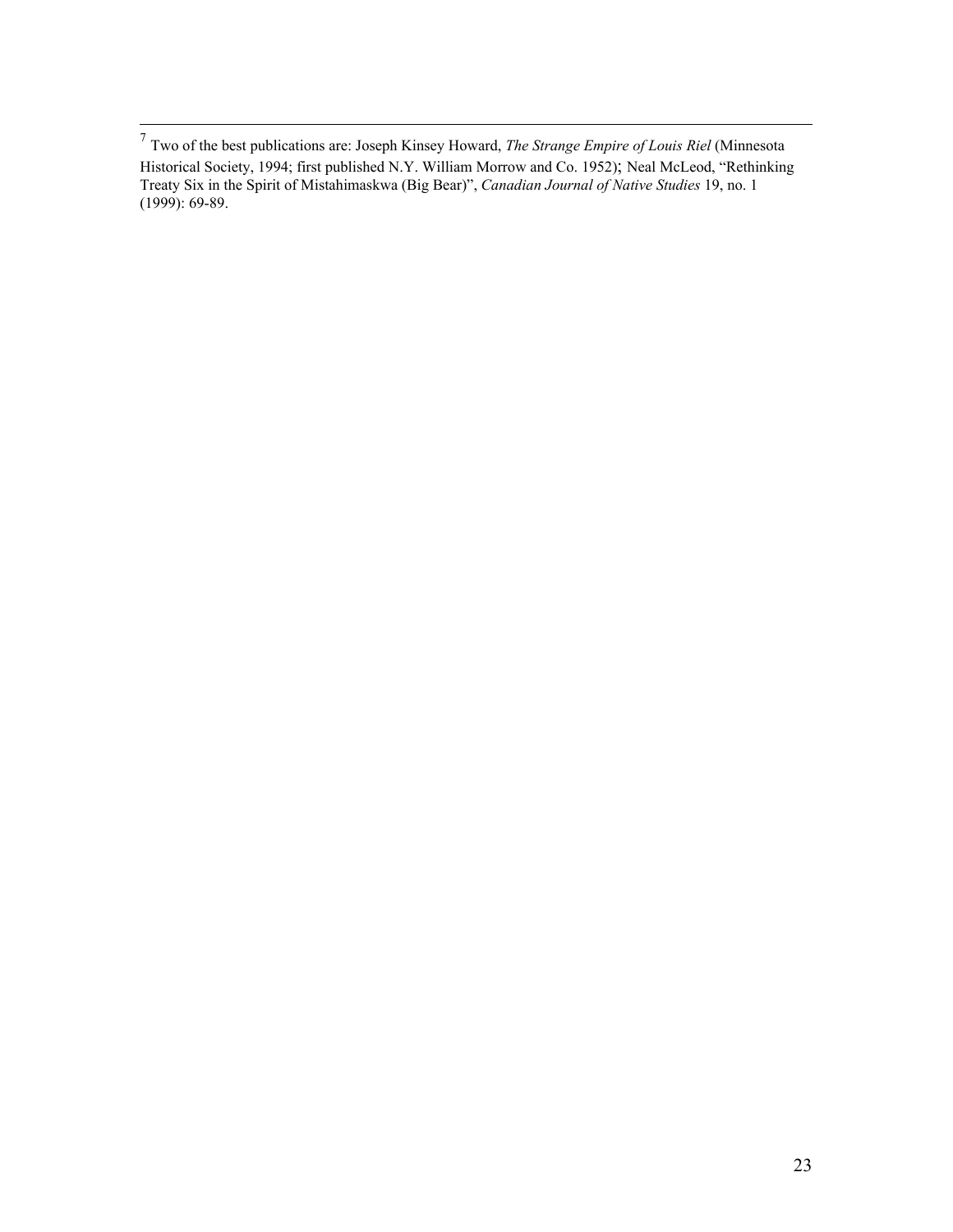[7] Two of the best publications are: Joseph Kinsey Howard, *The Strange Empire of Louis Riel* (Minnesota Historical Society, 1994; first published N.Y. William Morrow and Co. 1952); Neal McLeod, "Rethinking Treaty Six in the Spirit of Mistahimaskwa (Big Bear)", *Canadian Journal of Native Studies* 19, no. 1 (1999): 69-89.